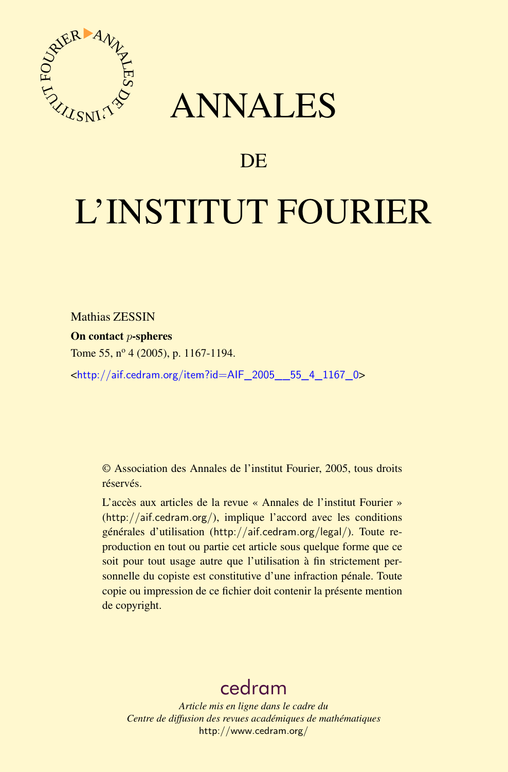# ANNALES

# DE

# L'INSTITUT FOURIER

Mathias ZESSIN

**On contact $p$-spheres**

Tome 55, nº 4 (2005), p. 1167-1194.

<http://aif.cedram.org/item?id=AIF_2005__55_4_1167_0>

© Association des Annales de l'institut Fourier, 2005, tous droits réservés.

L'accès aux articles de la revue « Annales de l'institut Fourier » (http://aif.cedram.org/), implique l'accord avec les conditions générales d'utilisation (http://aif.cedram.org/legal/). Toute reproduction en tout ou partie cet article sous quelque forme que ce soit pour tout usage autre que l'utilisation à fin strictement personnelle du copiste est constitutive d'une infraction pénale. Toute copie ou impression de ce fichier doit contenir la présente mention de copyright.

cedram

*Article mis en ligne dans le cadre du*
*Centre de diffusion des revues académiques de mathématiques*
http://www.cedram.org/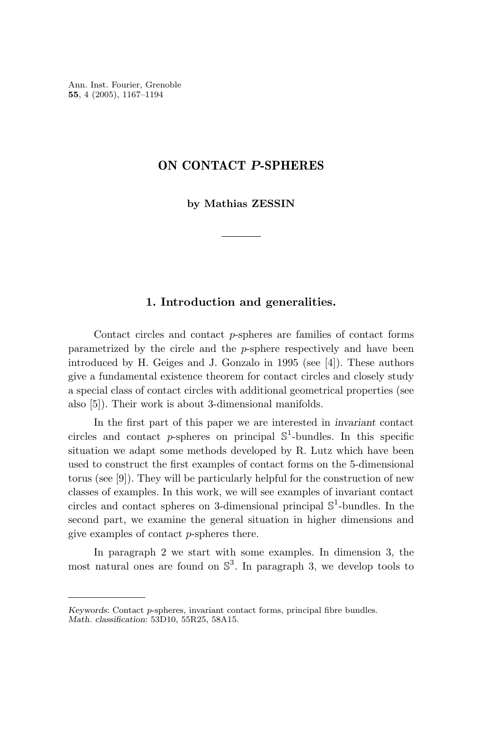# ON CONTACT *P*-SPHERES

**by Mathias ZESSIN**

## 1. Introduction and generalities.

Contact circles and contact $p$-spheres are families of contact forms parametrized by the circle and the $p$-sphere respectively and have been introduced by H. Geiges and J. Gonzalo in 1995 (see [4]). These authors give a fundamental existence theorem for contact circles and closely study a special class of contact circles with additional geometrical properties (see also [5]). Their work is about 3-dimensional manifolds.

In the first part of this paper we are interested in *invariant* contact circles and contact $p$-spheres on principal $\mathbb{S}^1$-bundles. In this specific situation we adapt some methods developed by R. Lutz which have been used to construct the first examples of contact forms on the 5-dimensional torus (see [9]). They will be particularly helpful for the construction of new classes of examples. In this work, we will see examples of invariant contact circles and contact spheres on 3-dimensional principal $\mathbb{S}^1$-bundles. In the second part, we examine the general situation in higher dimensions and give examples of contact $p$-spheres there.

In paragraph 2 we start with some examples. In dimension 3, the most natural ones are found on $\mathbb{S}^3$. In paragraph 3, we develop tools to

---

*Keywords*: Contact $p$-spheres, invariant contact forms, principal fibre bundles.
*Math. classification*: 53D10, 55R25, 58A15.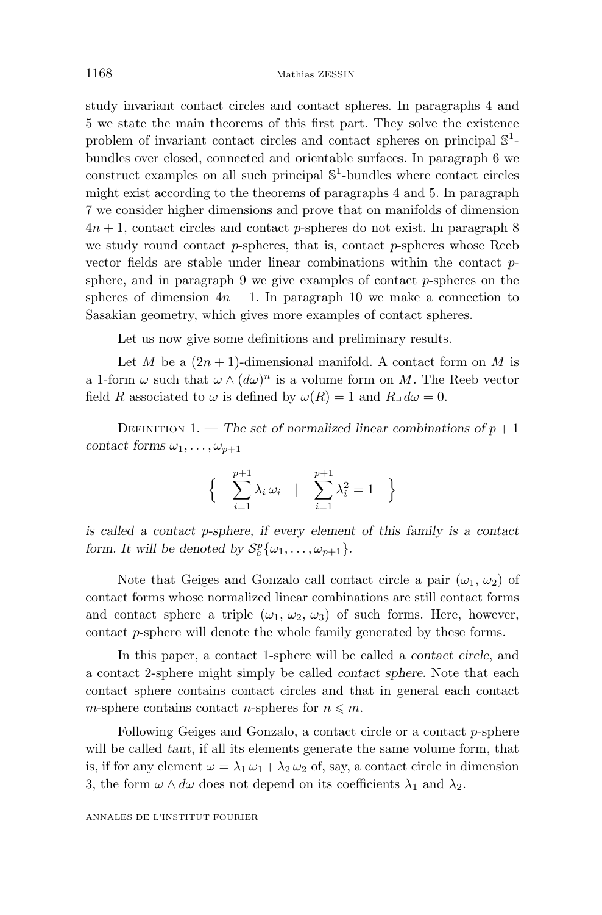study invariant contact circles and contact spheres. In paragraphs 4 and 5 we state the main theorems of this first part. They solve the existence problem of invariant contact circles and contact spheres on principal $\mathbb{S}^1$-bundles over closed, connected and orientable surfaces. In paragraph 6 we construct examples on all such principal $\mathbb{S}^1$-bundles where contact circles might exist according to the theorems of paragraphs 4 and 5. In paragraph 7 we consider higher dimensions and prove that on manifolds of dimension $4n+1$, contact circles and contact $p$-spheres do not exist. In paragraph 8 we study round contact $p$-spheres, that is, contact $p$-spheres whose Reeb vector fields are stable under linear combinations within the contact $p$-sphere, and in paragraph 9 we give examples of contact $p$-spheres on the spheres of dimension $4n-1$. In paragraph 10 we make a connection to Sasakian geometry, which gives more examples of contact spheres.

Let us now give some definitions and preliminary results.

Let $M$ be a $(2n+1)$-dimensional manifold. A contact form on $M$ is a 1-form $\omega$ such that $\omega \wedge (d\omega)^n$ is a volume form on $M$. The Reeb vector field $R$ associated to $\omega$ is defined by $\omega(R) = 1$ and $R \lrcorner\, d\omega = 0$.

Definition 1. — *The set of normalized linear combinations of $p+1$ contact forms $\omega_1, \ldots, \omega_{p+1}$*

$$\left\{ \quad \sum_{i=1}^{p+1} \lambda_i \, \omega_i \quad \middle| \quad \sum_{i=1}^{p+1} \lambda_i^2 = 1 \quad \right\}$$

*is called a contact $p$-sphere, if every element of this family is a contact form. It will be denoted by $\mathcal{S}_c^p\{\omega_1, \ldots, \omega_{p+1}\}$.*

Note that Geiges and Gonzalo call contact circle a pair $(\omega_1, \omega_2)$ of contact forms whose normalized linear combinations are still contact forms and contact sphere a triple $(\omega_1, \omega_2, \omega_3)$ of such forms. Here, however, contact $p$-sphere will denote the whole family generated by these forms.

In this paper, a contact 1-sphere will be called a *contact circle*, and a contact 2-sphere might simply be called *contact sphere*. Note that each contact sphere contains contact circles and that in general each contact $m$-sphere contains contact $n$-spheres for $n \leqslant m$.

Following Geiges and Gonzalo, a contact circle or a contact $p$-sphere will be called *taut*, if all its elements generate the same volume form, that is, if for any element $\omega = \lambda_1 \, \omega_1 + \lambda_2 \, \omega_2$ of, say, a contact circle in dimension 3, the form $\omega \wedge d\omega$ does not depend on its coefficients $\lambda_1$ and $\lambda_2$.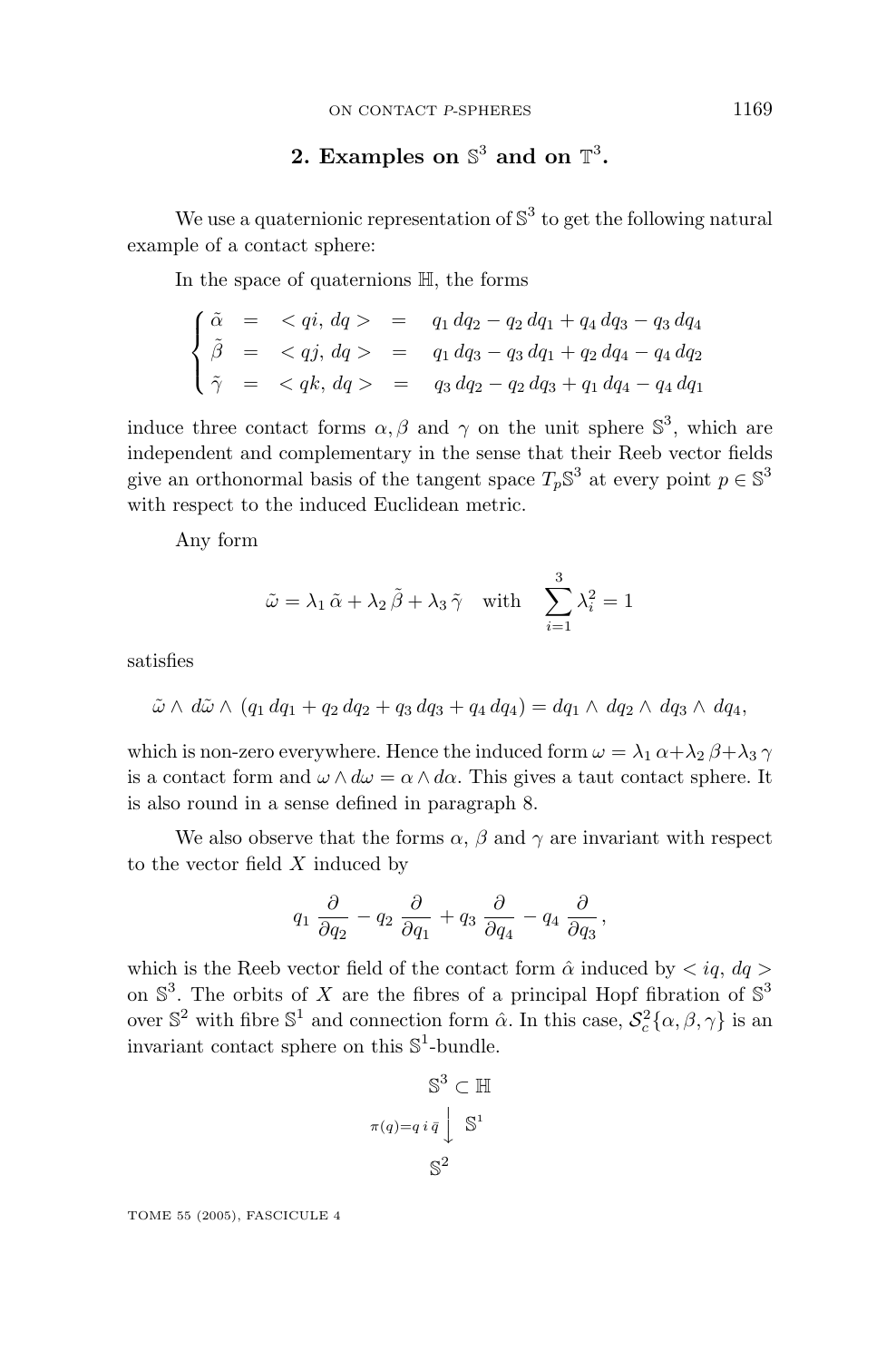## 2. Examples on $\mathbb{S}^3$ and on $\mathbb{T}^3$.

We use a quaternionic representation of $\mathbb{S}^3$ to get the following natural example of a contact sphere:

In the space of quaternions $\mathbb{H}$, the forms

$$
\begin{cases}
\tilde{\alpha} &= &< qi, dq > &= & q_1\, dq_2 - q_2\, dq_1 + q_4\, dq_3 - q_3\, dq_4 \\
\tilde{\beta} &= &< qj, dq > &= & q_1\, dq_3 - q_3\, dq_1 + q_2\, dq_4 - q_4\, dq_2 \\
\tilde{\gamma} &= &< qk, dq > &= & q_3\, dq_2 - q_2\, dq_3 + q_1\, dq_4 - q_4\, dq_1
\end{cases}
$$

induce three contact forms $\alpha, \beta$ and $\gamma$ on the unit sphere $\mathbb{S}^3$, which are independent and complementary in the sense that their Reeb vector fields give an orthonormal basis of the tangent space $T_p\mathbb{S}^3$ at every point $p \in \mathbb{S}^3$ with respect to the induced Euclidean metric.

Any form

$$
\tilde{\omega} = \lambda_1\, \tilde{\alpha} + \lambda_2\, \tilde{\beta} + \lambda_3\, \tilde{\gamma} \quad \text{with} \quad \sum_{i=1}^{3} \lambda_i^2 = 1
$$

satisfies

$$
\tilde{\omega} \wedge\, d\tilde{\omega} \wedge\, (q_1\, dq_1 + q_2\, dq_2 + q_3\, dq_3 + q_4\, dq_4) = dq_1 \wedge\, dq_2 \wedge\, dq_3 \wedge\, dq_4,
$$

which is non-zero everywhere. Hence the induced form $\omega = \lambda_1\, \alpha + \lambda_2\, \beta + \lambda_3\, \gamma$ is a contact form and $\omega \wedge d\omega = \alpha \wedge d\alpha$. This gives a taut contact sphere. It is also round in a sense defined in paragraph 8.

We also observe that the forms $\alpha$, $\beta$ and $\gamma$ are invariant with respect to the vector field $X$ induced by

$$
q_1\, \frac{\partial}{\partial q_2} - q_2\, \frac{\partial}{\partial q_1} + q_3\, \frac{\partial}{\partial q_4} - q_4\, \frac{\partial}{\partial q_3},
$$

which is the Reeb vector field of the contact form $\hat{\alpha}$ induced by $< iq, dq >$ on $\mathbb{S}^3$. The orbits of $X$ are the fibres of a principal Hopf fibration of $\mathbb{S}^3$ over $\mathbb{S}^2$ with fibre $\mathbb{S}^1$ and connection form $\hat{\alpha}$. In this case, $\mathcal{S}^2_c\{\alpha, \beta, \gamma\}$ is an invariant contact sphere on this $\mathbb{S}^1$-bundle.

$$
\begin{array}{c}
\mathbb{S}^3 \subset \mathbb{H} \\
{\scriptstyle \pi(q) = q\, i\, \bar{q}} \Big\downarrow \ \mathbb{S}^1 \\
\mathbb{S}^2
\end{array}
$$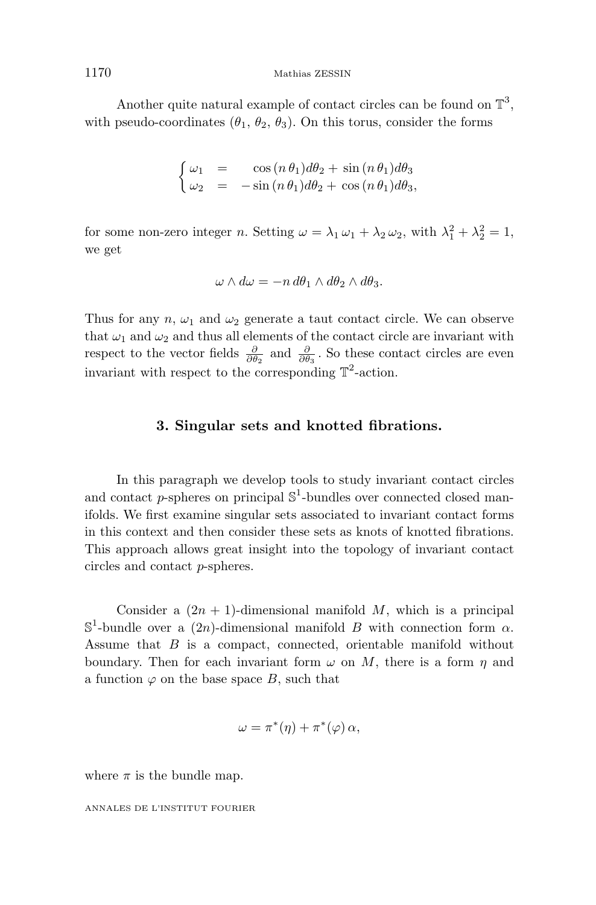Another quite natural example of contact circles can be found on $\mathbb{T}^3$, with pseudo-coordinates ($\theta_1$, $\theta_2$, $\theta_3$). On this torus, consider the forms

$$\begin{cases} \omega_1 &= \quad \cos(n\,\theta_1)d\theta_2 + \sin(n\,\theta_1)d\theta_3 \\ \omega_2 &= \ -\sin(n\,\theta_1)d\theta_2 + \cos(n\,\theta_1)d\theta_3, \end{cases}$$

for some non-zero integer $n$. Setting $\omega = \lambda_1\,\omega_1 + \lambda_2\,\omega_2$, with $\lambda_1^2 + \lambda_2^2 = 1$, we get

$$\omega \wedge d\omega = -n\, d\theta_1 \wedge d\theta_2 \wedge d\theta_3.$$

Thus for any $n$, $\omega_1$ and $\omega_2$ generate a taut contact circle. We can observe that $\omega_1$ and $\omega_2$ and thus all elements of the contact circle are invariant with respect to the vector fields $\frac{\partial}{\partial\theta_2}$ and $\frac{\partial}{\partial\theta_3}$. So these contact circles are even invariant with respect to the corresponding $\mathbb{T}^2$-action.

## 3. Singular sets and knotted fibrations.

In this paragraph we develop tools to study invariant contact circles and contact $p$-spheres on principal $\mathbb{S}^1$-bundles over connected closed manifolds. We first examine singular sets associated to invariant contact forms in this context and then consider these sets as knots of knotted fibrations. This approach allows great insight into the topology of invariant contact circles and contact $p$-spheres.

Consider a $(2n+1)$-dimensional manifold $M$, which is a principal $\mathbb{S}^1$-bundle over a $(2n)$-dimensional manifold $B$ with connection form $\alpha$. Assume that $B$ is a compact, connected, orientable manifold without boundary. Then for each invariant form $\omega$ on $M$, there is a form $\eta$ and a function $\varphi$ on the base space $B$, such that

$$\omega = \pi^*(\eta) + \pi^*(\varphi)\,\alpha,$$

where $\pi$ is the bundle map.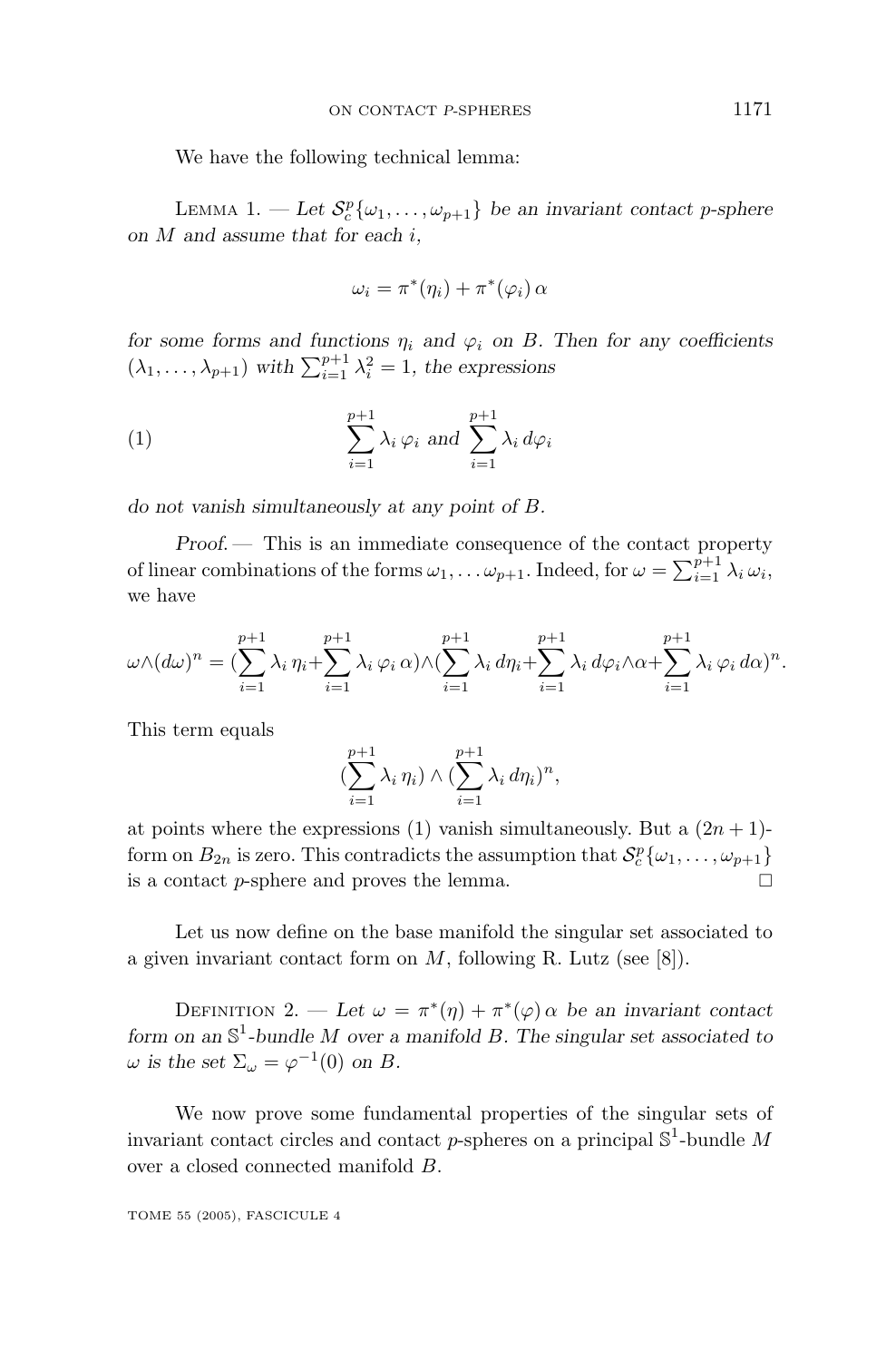We have the following technical lemma:

Lemma 1. — *Let $\mathcal{S}^p_c\{\omega_1, \dots, \omega_{p+1}\}$ be an invariant contact p-sphere on $M$ and assume that for each $i$,*

$$\omega_i = \pi^*(\eta_i) + \pi^*(\varphi_i)\,\alpha$$

*for some forms and functions $\eta_i$ and $\varphi_i$ on $B$. Then for any coefficients $(\lambda_1, \dots, \lambda_{p+1})$ with $\sum_{i=1}^{p+1} \lambda_i^2 = 1$, the expressions*

$$\sum_{i=1}^{p+1} \lambda_i\, \varphi_i \text{ and } \sum_{i=1}^{p+1} \lambda_i\, d\varphi_i \tag{1}$$

*do not vanish simultaneously at any point of $B$.*

*Proof.* — This is an immediate consequence of the contact property of linear combinations of the forms $\omega_1, \dots \omega_{p+1}$. Indeed, for $\omega = \sum_{i=1}^{p+1} \lambda_i\, \omega_i$, we have

$$\omega \wedge (d\omega)^n = (\sum_{i=1}^{p+1} \lambda_i\, \eta_i + \sum_{i=1}^{p+1} \lambda_i\, \varphi_i\, \alpha) \wedge (\sum_{i=1}^{p+1} \lambda_i\, d\eta_i + \sum_{i=1}^{p+1} \lambda_i\, d\varphi_i \wedge \alpha + \sum_{i=1}^{p+1} \lambda_i\, \varphi_i\, d\alpha)^n.$$

This term equals

$$(\sum_{i=1}^{p+1} \lambda_i\, \eta_i) \wedge (\sum_{i=1}^{p+1} \lambda_i\, d\eta_i)^n,$$

at points where the expressions (1) vanish simultaneously. But a $(2n+1)$-form on $B_{2n}$ is zero. This contradicts the assumption that $\mathcal{S}^p_c\{\omega_1, \dots, \omega_{p+1}\}$ is a contact $p$-sphere and proves the lemma. □

Let us now define on the base manifold the singular set associated to a given invariant contact form on $M$, following R. Lutz (see [8]).

Definition 2. — *Let $\omega = \pi^*(\eta) + \pi^*(\varphi)\,\alpha$ be an invariant contact form on an $\mathbb{S}^1$-bundle $M$ over a manifold $B$. The singular set associated to $\omega$ is the set $\Sigma_\omega = \varphi^{-1}(0)$ on $B$.*

We now prove some fundamental properties of the singular sets of invariant contact circles and contact $p$-spheres on a principal $\mathbb{S}^1$-bundle $M$ over a closed connected manifold $B$.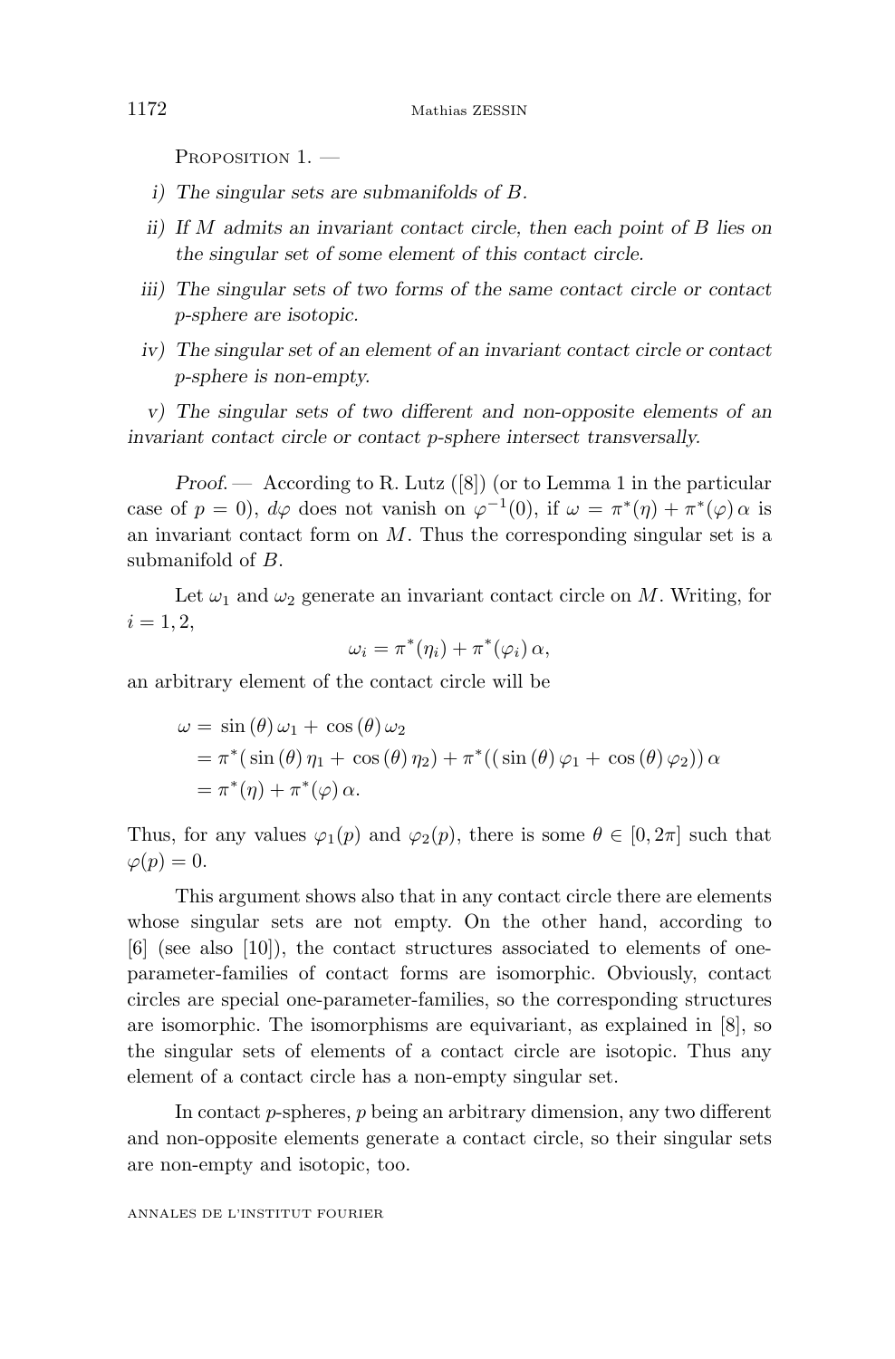Proposition 1. —

*i) The singular sets are submanifolds of $B$.*

*ii) If $M$ admits an invariant contact circle, then each point of $B$ lies on the singular set of some element of this contact circle.*

*iii) The singular sets of two forms of the same contact circle or contact $p$-sphere are isotopic.*

*iv) The singular set of an element of an invariant contact circle or contact $p$-sphere is non-empty.*

*v) The singular sets of two different and non-opposite elements of an invariant contact circle or contact $p$-sphere intersect transversally.*

*Proof.* — According to R. Lutz ([8]) (or to Lemma 1 in the particular case of $p = 0$), $d\varphi$ does not vanish on $\varphi^{-1}(0)$, if $\omega = \pi^*(\eta) + \pi^*(\varphi)\,\alpha$ is an invariant contact form on $M$. Thus the corresponding singular set is a submanifold of $B$.

Let $\omega_1$ and $\omega_2$ generate an invariant contact circle on $M$. Writing, for $i = 1, 2$,

$$\omega_i = \pi^*(\eta_i) + \pi^*(\varphi_i)\,\alpha,$$

an arbitrary element of the contact circle will be

$$\begin{aligned}
\omega &= \sin(\theta)\,\omega_1 + \cos(\theta)\,\omega_2 \\
&= \pi^*(\sin(\theta)\,\eta_1 + \cos(\theta)\,\eta_2) + \pi^*((\sin(\theta)\,\varphi_1 + \cos(\theta)\,\varphi_2))\,\alpha \\
&= \pi^*(\eta) + \pi^*(\varphi)\,\alpha.
\end{aligned}$$

Thus, for any values $\varphi_1(p)$ and $\varphi_2(p)$, there is some $\theta \in [0, 2\pi]$ such that $\varphi(p) = 0$.

This argument shows also that in any contact circle there are elements whose singular sets are not empty. On the other hand, according to [6] (see also [10]), the contact structures associated to elements of one-parameter-families of contact forms are isomorphic. Obviously, contact circles are special one-parameter-families, so the corresponding structures are isomorphic. The isomorphisms are equivariant, as explained in [8], so the singular sets of elements of a contact circle are isotopic. Thus any element of a contact circle has a non-empty singular set.

In contact $p$-spheres, $p$ being an arbitrary dimension, any two different and non-opposite elements generate a contact circle, so their singular sets are non-empty and isotopic, too.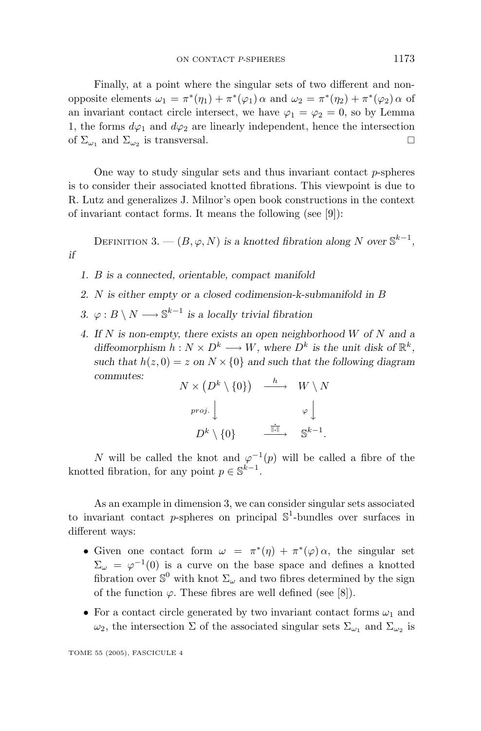Finally, at a point where the singular sets of two different and non-opposite elements $\omega_1 = \pi^*(\eta_1) + \pi^*(\varphi_1)\,\alpha$ and $\omega_2 = \pi^*(\eta_2) + \pi^*(\varphi_2)\,\alpha$ of an invariant contact circle intersect, we have $\varphi_1 = \varphi_2 = 0$, so by Lemma 1, the forms $d\varphi_1$ and $d\varphi_2$ are linearly independent, hence the intersection of $\Sigma_{\omega_1}$ and $\Sigma_{\omega_2}$ is transversal. □

One way to study singular sets and thus invariant contact $p$-spheres is to consider their associated knotted fibrations. This viewpoint is due to R. Lutz and generalizes J. Milnor's open book constructions in the context of invariant contact forms. It means the following (see [9]):

Definition 3. — *$(B, \varphi, N)$ is a knotted fibration along $N$ over $\mathbb{S}^{k-1}$, if*

1. *$B$ is a connected, orientable, compact manifold*
2. *$N$ is either empty or a closed codimension-k-submanifold in $B$*
3. *$\varphi : B \setminus N \longrightarrow \mathbb{S}^{k-1}$ is a locally trivial fibration*
4. *If $N$ is non-empty, there exists an open neighborhood $W$ of $N$ and a diffeomorphism $h : N \times D^k \longrightarrow W$, where $D^k$ is the unit disk of $\mathbb{R}^k$, such that $h(z,0) = z$ on $N \times \{0\}$ and such that the following diagram commutes:*

$$\begin{array}{ccc} N \times \left(D^k \setminus \{0\}\right) & \xrightarrow{\ h\ } & W \setminus N \\ {\scriptstyle proj.}\big\downarrow & & \big\downarrow{\scriptstyle \varphi} \\ D^k \setminus \{0\} & \xrightarrow{\ \frac{\cdot}{\|\cdot\|}\ } & \mathbb{S}^{k-1}. \end{array}$$

$N$ will be called the knot and $\varphi^{-1}(p)$ will be called a fibre of the knotted fibration, for any point $p \in \mathbb{S}^{k-1}$.

As an example in dimension 3, we can consider singular sets associated to invariant contact $p$-spheres on principal $\mathbb{S}^1$-bundles over surfaces in different ways:

- Given one contact form $\omega = \pi^*(\eta) + \pi^*(\varphi)\,\alpha$, the singular set $\Sigma_\omega = \varphi^{-1}(0)$ is a curve on the base space and defines a knotted fibration over $\mathbb{S}^0$ with knot $\Sigma_\omega$ and two fibres determined by the sign of the function $\varphi$. These fibres are well defined (see [8]).
- For a contact circle generated by two invariant contact forms $\omega_1$ and $\omega_2$, the intersection $\Sigma$ of the associated singular sets $\Sigma_{\omega_1}$ and $\Sigma_{\omega_2}$ is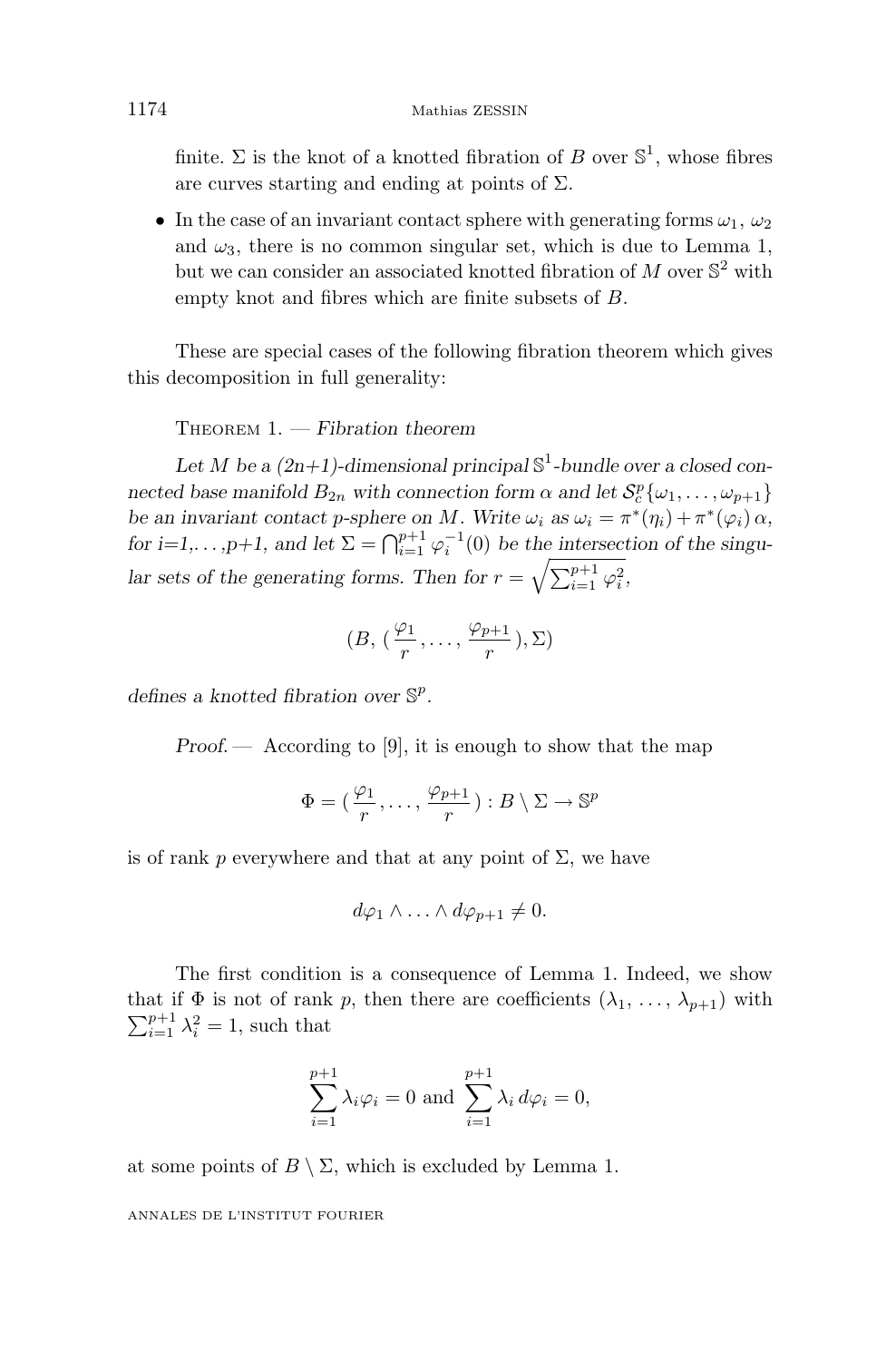finite. $\Sigma$ is the knot of a knotted fibration of $B$ over $\mathbb{S}^1$, whose fibres are curves starting and ending at points of $\Sigma$.

- In the case of an invariant contact sphere with generating forms $\omega_1$, $\omega_2$ and $\omega_3$, there is no common singular set, which is due to Lemma 1, but we can consider an associated knotted fibration of $M$ over $\mathbb{S}^2$ with empty knot and fibres which are finite subsets of $B$.

These are special cases of the following fibration theorem which gives this decomposition in full generality:

Theorem 1. — *Fibration theorem*

*Let $M$ be a (2n+1)-dimensional principal $\mathbb{S}^1$-bundle over a closed connected base manifold $B_{2n}$ with connection form $\alpha$ and let $\mathcal{S}_c^p\{\omega_1,\ldots,\omega_{p+1}\}$ be an invariant contact p-sphere on $M$. Write $\omega_i$ as $\omega_i = \pi^*(\eta_i) + \pi^*(\varphi_i)\,\alpha$, for i=1,...,p+1, and let $\Sigma = \bigcap_{i=1}^{p+1}\varphi_i^{-1}(0)$ be the intersection of the singular sets of the generating forms. Then for $r = \sqrt{\sum_{i=1}^{p+1}\varphi_i^2}$,*

$$(B,\,(\frac{\varphi_1}{r},\ldots,\frac{\varphi_{p+1}}{r}),\Sigma)$$

*defines a knotted fibration over $\mathbb{S}^p$.*

*Proof.* — According to [9], it is enough to show that the map

$$\Phi = (\frac{\varphi_1}{r},\ldots,\frac{\varphi_{p+1}}{r}) : B\setminus\Sigma \to \mathbb{S}^p$$

is of rank $p$ everywhere and that at any point of $\Sigma$, we have

$$d\varphi_1\wedge\ldots\wedge d\varphi_{p+1} \neq 0.$$

The first condition is a consequence of Lemma 1. Indeed, we show that if $\Phi$ is not of rank $p$, then there are coefficients $(\lambda_1,\ldots,\lambda_{p+1})$ with $\sum_{i=1}^{p+1}\lambda_i^2 = 1$, such that

$$\sum_{i=1}^{p+1}\lambda_i\varphi_i = 0 \text{ and } \sum_{i=1}^{p+1}\lambda_i\,d\varphi_i = 0,$$

at some points of $B\setminus\Sigma$, which is excluded by Lemma 1.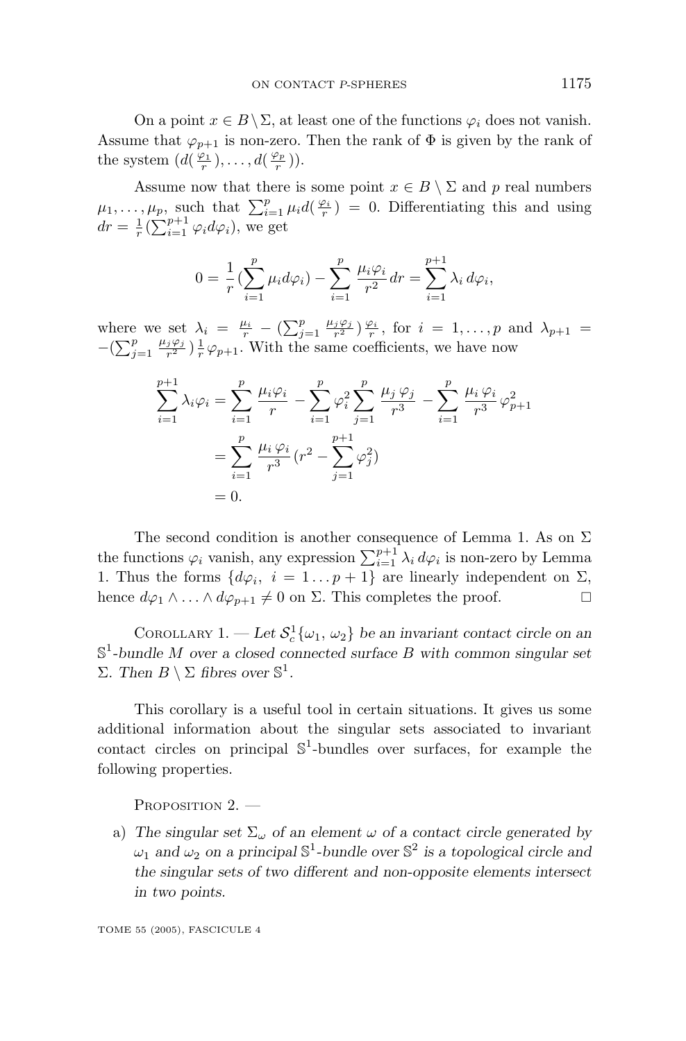On a point $x \in B \setminus \Sigma$, at least one of the functions $\varphi_i$ does not vanish. Assume that $\varphi_{p+1}$ is non-zero. Then the rank of $\Phi$ is given by the rank of the system $(d(\frac{\varphi_1}{r}), \ldots, d(\frac{\varphi_p}{r}))$.

Assume now that there is some point $x \in B \setminus \Sigma$ and $p$ real numbers $\mu_1, \ldots, \mu_p$, such that $\sum_{i=1}^{p} \mu_i d(\frac{\varphi_i}{r}) = 0$. Differentiating this and using $dr = \frac{1}{r}(\sum_{i=1}^{p+1} \varphi_i d\varphi_i)$, we get

$$0 = \frac{1}{r}(\sum_{i=1}^{p} \mu_i d\varphi_i) - \sum_{i=1}^{p} \frac{\mu_i \varphi_i}{r^2} dr = \sum_{i=1}^{p+1} \lambda_i \, d\varphi_i,$$

where we set $\lambda_i = \frac{\mu_i}{r} - (\sum_{j=1}^{p} \frac{\mu_j \varphi_j}{r^2}) \frac{\varphi_i}{r}$, for $i = 1, \ldots, p$ and $\lambda_{p+1} = -(\sum_{j=1}^{p} \frac{\mu_j \varphi_j}{r^2}) \frac{1}{r} \varphi_{p+1}$. With the same coefficients, we have now

$$\begin{aligned}
\sum_{i=1}^{p+1} \lambda_i \varphi_i &= \sum_{i=1}^{p} \frac{\mu_i \varphi_i}{r} - \sum_{i=1}^{p} \varphi_i^2 \sum_{j=1}^{p} \frac{\mu_j \, \varphi_j}{r^3} - \sum_{i=1}^{p} \frac{\mu_i \, \varphi_i}{r^3} \varphi_{p+1}^2 \\
&= \sum_{i=1}^{p} \frac{\mu_i \, \varphi_i}{r^3} (r^2 - \sum_{j=1}^{p+1} \varphi_j^2) \\
&= 0.
\end{aligned}$$

The second condition is another consequence of Lemma 1. As on $\Sigma$ the functions $\varphi_i$ vanish, any expression $\sum_{i=1}^{p+1} \lambda_i \, d\varphi_i$ is non-zero by Lemma 1. Thus the forms $\{d\varphi_i, \ i = 1 \ldots p+1\}$ are linearly independent on $\Sigma$, hence $d\varphi_1 \wedge \ldots \wedge d\varphi_{p+1} \neq 0$ on $\Sigma$. This completes the proof. □

Corollary 1. — *Let $\mathcal{S}_c^1\{\omega_1, \omega_2\}$ be an invariant contact circle on an $\mathbb{S}^1$-bundle $M$ over a closed connected surface $B$ with common singular set $\Sigma$. Then $B \setminus \Sigma$ fibres over $\mathbb{S}^1$.*

This corollary is a useful tool in certain situations. It gives us some additional information about the singular sets associated to invariant contact circles on principal $\mathbb{S}^1$-bundles over surfaces, for example the following properties.

Proposition 2. —

a) *The singular set $\Sigma_\omega$ of an element $\omega$ of a contact circle generated by $\omega_1$ and $\omega_2$ on a principal $\mathbb{S}^1$-bundle over $\mathbb{S}^2$ is a topological circle and the singular sets of two different and non-opposite elements intersect in two points.*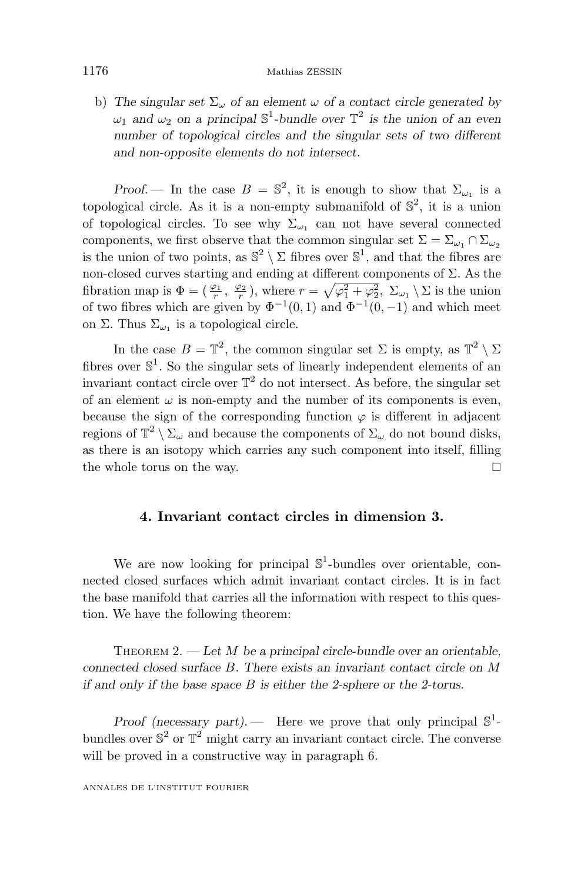b) *The singular set $\Sigma_\omega$ of an element $\omega$ of a contact circle generated by $\omega_1$ and $\omega_2$ on a principal $\mathbb{S}^1$-bundle over $\mathbb{T}^2$ is the union of an even number of topological circles and the singular sets of two different and non-opposite elements do not intersect.*

*Proof.* — In the case $B = \mathbb{S}^2$, it is enough to show that $\Sigma_{\omega_1}$ is a topological circle. As it is a non-empty submanifold of $\mathbb{S}^2$, it is a union of topological circles. To see why $\Sigma_{\omega_1}$ can not have several connected components, we first observe that the common singular set $\Sigma = \Sigma_{\omega_1} \cap \Sigma_{\omega_2}$ is the union of two points, as $\mathbb{S}^2 \setminus \Sigma$ fibres over $\mathbb{S}^1$, and that the fibres are non-closed curves starting and ending at different components of $\Sigma$. As the fibration map is $\Phi = (\frac{\varphi_1}{r}, \frac{\varphi_2}{r})$, where $r = \sqrt{\varphi_1^2 + \varphi_2^2}$, $\Sigma_{\omega_1} \setminus \Sigma$ is the union of two fibres which are given by $\Phi^{-1}(0,1)$ and $\Phi^{-1}(0,-1)$ and which meet on $\Sigma$. Thus $\Sigma_{\omega_1}$ is a topological circle.

In the case $B = \mathbb{T}^2$, the common singular set $\Sigma$ is empty, as $\mathbb{T}^2 \setminus \Sigma$ fibres over $\mathbb{S}^1$. So the singular sets of linearly independent elements of an invariant contact circle over $\mathbb{T}^2$ do not intersect. As before, the singular set of an element $\omega$ is non-empty and the number of its components is even, because the sign of the corresponding function $\varphi$ is different in adjacent regions of $\mathbb{T}^2 \setminus \Sigma_\omega$ and because the components of $\Sigma_\omega$ do not bound disks, as there is an isotopy which carries any such component into itself, filling the whole torus on the way. □

## 4. Invariant contact circles in dimension 3.

We are now looking for principal $\mathbb{S}^1$-bundles over orientable, connected closed surfaces which admit invariant contact circles. It is in fact the base manifold that carries all the information with respect to this question. We have the following theorem:

THEOREM 2. — *Let $M$ be a principal circle-bundle over an orientable, connected closed surface $B$. There exists an invariant contact circle on $M$ if and only if the base space $B$ is either the 2-sphere or the 2-torus.*

*Proof (necessary part).* — Here we prove that only principal $\mathbb{S}^1$-bundles over $\mathbb{S}^2$ or $\mathbb{T}^2$ might carry an invariant contact circle. The converse will be proved in a constructive way in paragraph 6.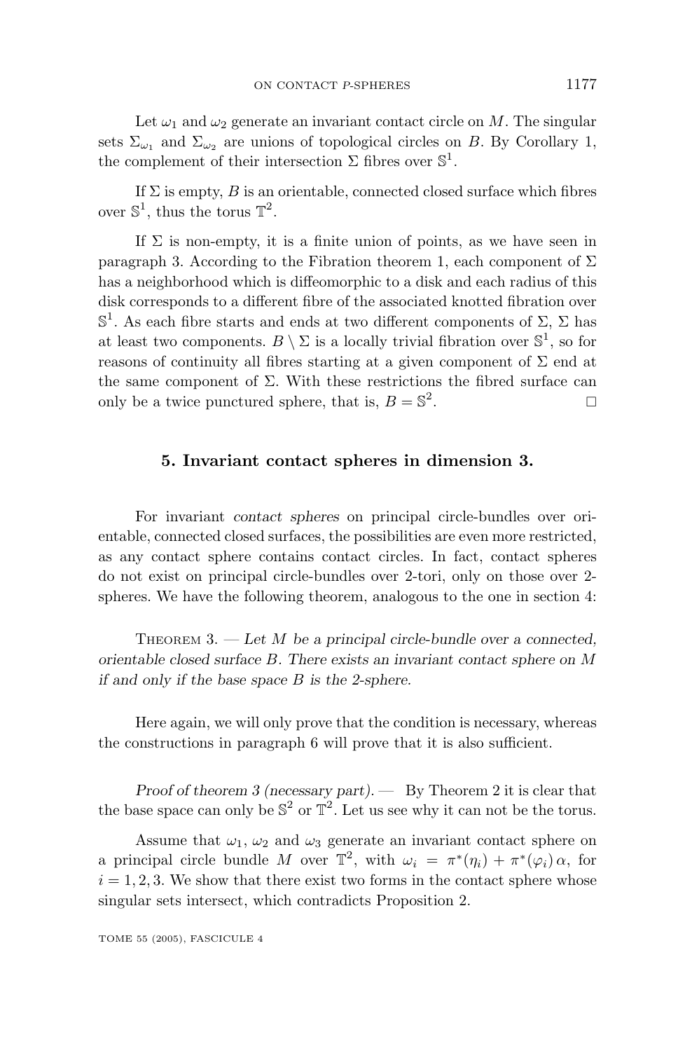Let $\omega_1$ and $\omega_2$ generate an invariant contact circle on $M$. The singular sets $\Sigma_{\omega_1}$ and $\Sigma_{\omega_2}$ are unions of topological circles on $B$. By Corollary 1, the complement of their intersection $\Sigma$ fibres over $\mathbb{S}^1$.

If $\Sigma$ is empty, $B$ is an orientable, connected closed surface which fibres over $\mathbb{S}^1$, thus the torus $\mathbb{T}^2$.

If $\Sigma$ is non-empty, it is a finite union of points, as we have seen in paragraph 3. According to the Fibration theorem 1, each component of $\Sigma$ has a neighborhood which is diffeomorphic to a disk and each radius of this disk corresponds to a different fibre of the associated knotted fibration over $\mathbb{S}^1$. As each fibre starts and ends at two different components of $\Sigma$, $\Sigma$ has at least two components. $B \setminus \Sigma$ is a locally trivial fibration over $\mathbb{S}^1$, so for reasons of continuity all fibres starting at a given component of $\Sigma$ end at the same component of $\Sigma$. With these restrictions the fibred surface can only be a twice punctured sphere, that is, $B = \mathbb{S}^2$. □

## 5. Invariant contact spheres in dimension 3.

For invariant *contact spheres* on principal circle-bundles over orientable, connected closed surfaces, the possibilities are even more restricted, as any contact sphere contains contact circles. In fact, contact spheres do not exist on principal circle-bundles over 2-tori, only on those over 2-spheres. We have the following theorem, analogous to the one in section 4:

THEOREM 3. — *Let $M$ be a principal circle-bundle over a connected, orientable closed surface $B$. There exists an invariant contact sphere on $M$ if and only if the base space $B$ is the 2-sphere.*

Here again, we will only prove that the condition is necessary, whereas the constructions in paragraph 6 will prove that it is also sufficient.

*Proof of theorem 3 (necessary part).* — By Theorem 2 it is clear that the base space can only be $\mathbb{S}^2$ or $\mathbb{T}^2$. Let us see why it can not be the torus.

Assume that $\omega_1$, $\omega_2$ and $\omega_3$ generate an invariant contact sphere on a principal circle bundle $M$ over $\mathbb{T}^2$, with $\omega_i = \pi^*(\eta_i) + \pi^*(\varphi_i)\,\alpha$, for $i = 1, 2, 3$. We show that there exist two forms in the contact sphere whose singular sets intersect, which contradicts Proposition 2.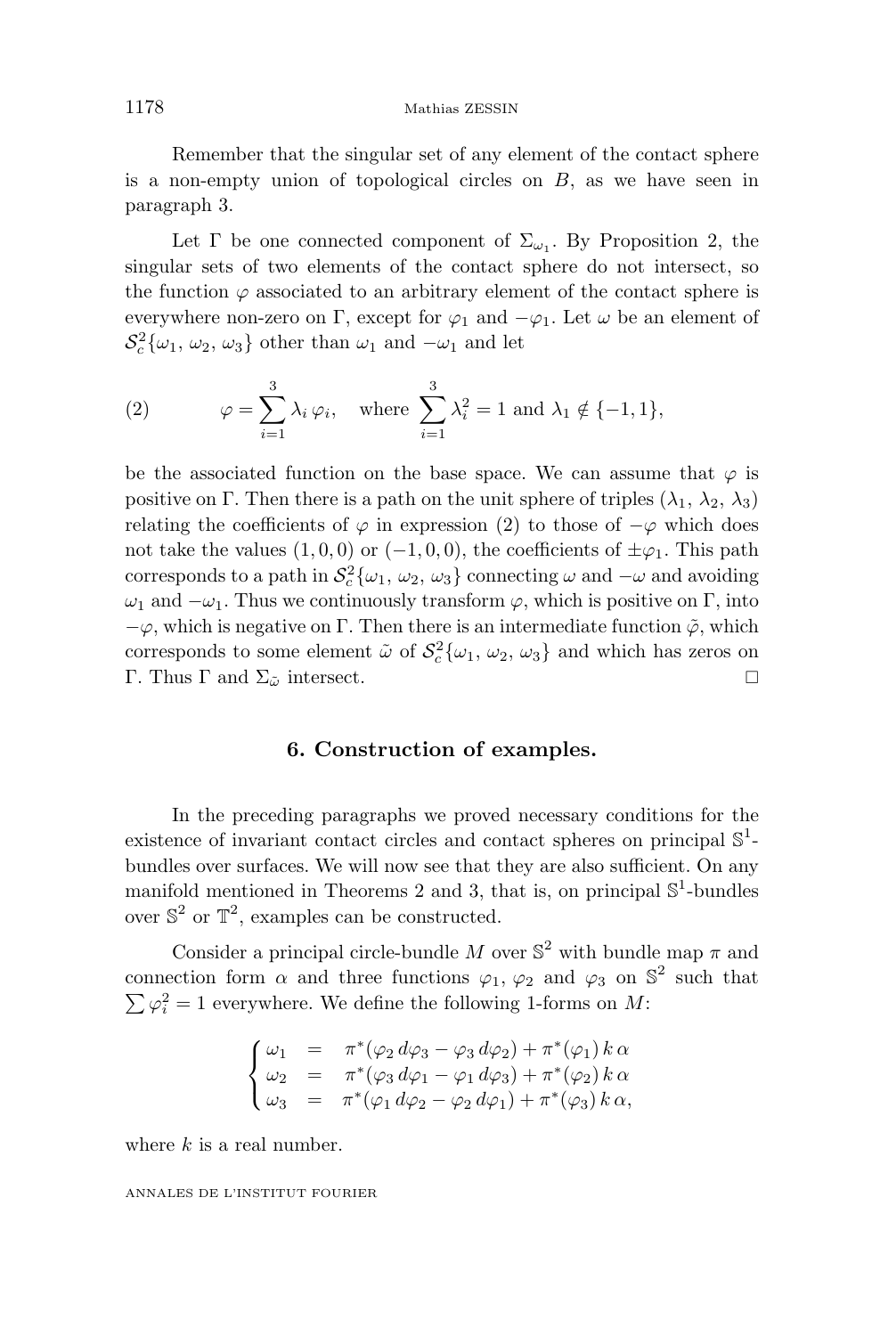Remember that the singular set of any element of the contact sphere is a non-empty union of topological circles on $B$, as we have seen in paragraph 3.

Let $\Gamma$ be one connected component of $\Sigma_{\omega_1}$. By Proposition 2, the singular sets of two elements of the contact sphere do not intersect, so the function $\varphi$ associated to an arbitrary element of the contact sphere is everywhere non-zero on $\Gamma$, except for $\varphi_1$ and $-\varphi_1$. Let $\omega$ be an element of $\mathcal{S}^2_c\{\omega_1, \omega_2, \omega_3\}$ other than $\omega_1$ and $-\omega_1$ and let

$$\varphi = \sum_{i=1}^{3} \lambda_i \, \varphi_i, \quad \text{where } \sum_{i=1}^{3} \lambda_i^2 = 1 \text{ and } \lambda_1 \notin \{-1, 1\}, \tag{2}$$

be the associated function on the base space. We can assume that $\varphi$ is positive on $\Gamma$. Then there is a path on the unit sphere of triples $(\lambda_1, \lambda_2, \lambda_3)$ relating the coefficients of $\varphi$ in expression (2) to those of $-\varphi$ which does not take the values $(1, 0, 0)$ or $(-1, 0, 0)$, the coefficients of $\pm\varphi_1$. This path corresponds to a path in $\mathcal{S}^2_c\{\omega_1, \omega_2, \omega_3\}$ connecting $\omega$ and $-\omega$ and avoiding $\omega_1$ and $-\omega_1$. Thus we continuously transform $\varphi$, which is positive on $\Gamma$, into $-\varphi$, which is negative on $\Gamma$. Then there is an intermediate function $\tilde{\varphi}$, which corresponds to some element $\tilde{\omega}$ of $\mathcal{S}^2_c\{\omega_1, \omega_2, \omega_3\}$ and which has zeros on $\Gamma$. Thus $\Gamma$ and $\Sigma_{\tilde{\omega}}$ intersect. □

## 6. Construction of examples.

In the preceding paragraphs we proved necessary conditions for the existence of invariant contact circles and contact spheres on principal $\mathbb{S}^1$-bundles over surfaces. We will now see that they are also sufficient. On any manifold mentioned in Theorems 2 and 3, that is, on principal $\mathbb{S}^1$-bundles over $\mathbb{S}^2$ or $\mathbb{T}^2$, examples can be constructed.

Consider a principal circle-bundle $M$ over $\mathbb{S}^2$ with bundle map $\pi$ and connection form $\alpha$ and three functions $\varphi_1$, $\varphi_2$ and $\varphi_3$ on $\mathbb{S}^2$ such that $\sum \varphi_i^2 = 1$ everywhere. We define the following 1-forms on $M$:

$$\begin{cases} \omega_1 &= \pi^*(\varphi_2 \, d\varphi_3 - \varphi_3 \, d\varphi_2) + \pi^*(\varphi_1) \, k \, \alpha \\ \omega_2 &= \pi^*(\varphi_3 \, d\varphi_1 - \varphi_1 \, d\varphi_3) + \pi^*(\varphi_2) \, k \, \alpha \\ \omega_3 &= \pi^*(\varphi_1 \, d\varphi_2 - \varphi_2 \, d\varphi_1) + \pi^*(\varphi_3) \, k \, \alpha, \end{cases}$$

where $k$ is a real number.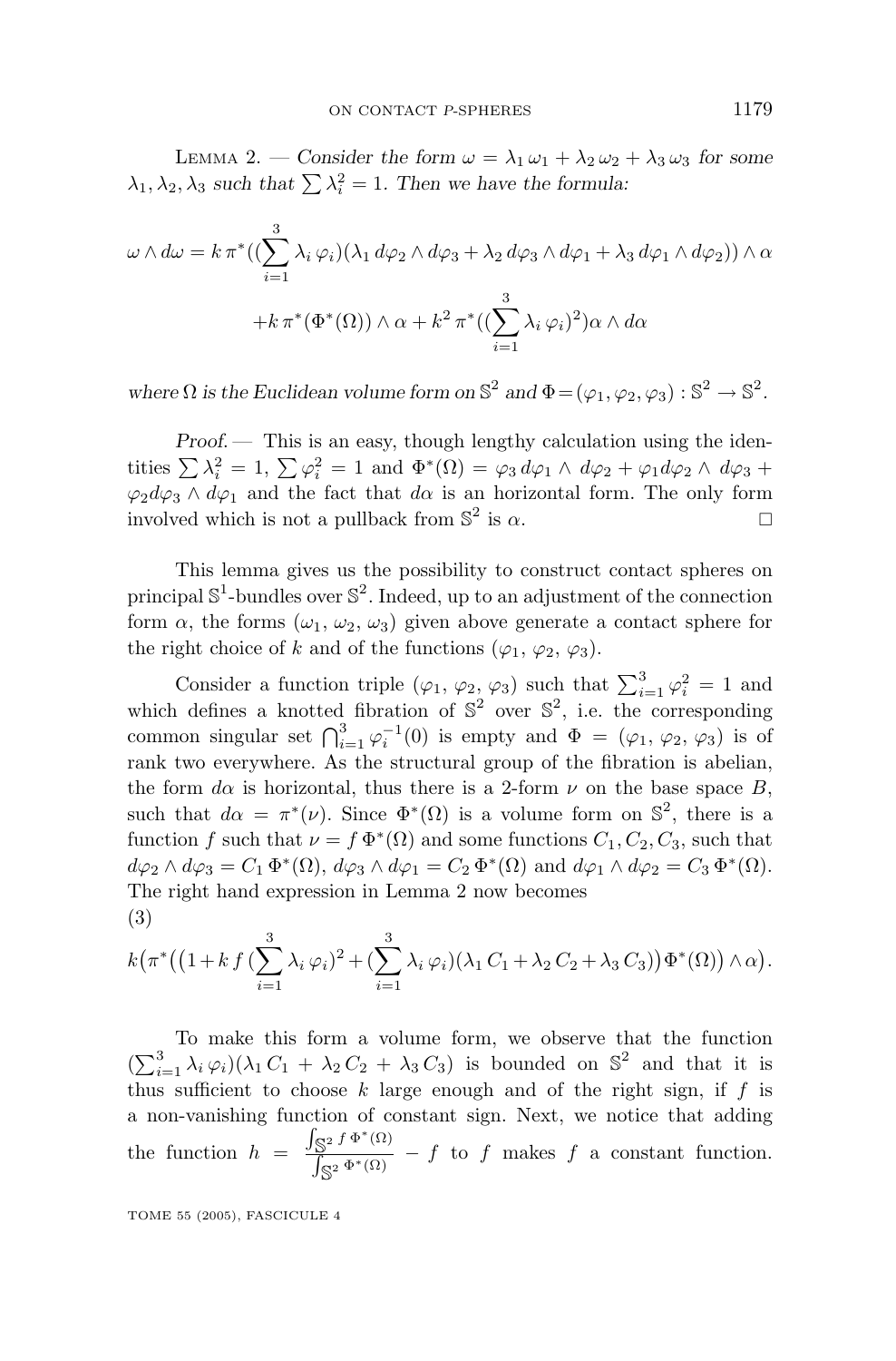LEMMA 2. — *Consider the form $\omega = \lambda_1 \omega_1 + \lambda_2 \omega_2 + \lambda_3 \omega_3$ for some $\lambda_1, \lambda_2, \lambda_3$ such that $\sum \lambda_i^2 = 1$. Then we have the formula:*

$$\omega \wedge d\omega = k\,\pi^*((\sum_{i=1}^{3} \lambda_i\,\varphi_i)(\lambda_1\,d\varphi_2 \wedge d\varphi_3 + \lambda_2\,d\varphi_3 \wedge d\varphi_1 + \lambda_3\,d\varphi_1 \wedge d\varphi_2)) \wedge \alpha$$

$$+k\,\pi^*(\Phi^*(\Omega)) \wedge \alpha + k^2\,\pi^*((\sum_{i=1}^{3} \lambda_i\,\varphi_i)^2)\alpha \wedge d\alpha$$

*where $\Omega$ is the Euclidean volume form on $\mathbb{S}^2$ and $\Phi = (\varphi_1, \varphi_2, \varphi_3) : \mathbb{S}^2 \to \mathbb{S}^2$.*

*Proof.* — This is an easy, though lengthy calculation using the identities $\sum \lambda_i^2 = 1$, $\sum \varphi_i^2 = 1$ and $\Phi^*(\Omega) = \varphi_3\,d\varphi_1 \wedge d\varphi_2 + \varphi_1 d\varphi_2 \wedge d\varphi_3 + \varphi_2 d\varphi_3 \wedge d\varphi_1$ and the fact that $d\alpha$ is an horizontal form. The only form involved which is not a pullback from $\mathbb{S}^2$ is $\alpha$. □

This lemma gives us the possibility to construct contact spheres on principal $\mathbb{S}^1$-bundles over $\mathbb{S}^2$. Indeed, up to an adjustment of the connection form $\alpha$, the forms $(\omega_1, \omega_2, \omega_3)$ given above generate a contact sphere for the right choice of $k$ and of the functions $(\varphi_1, \varphi_2, \varphi_3)$.

Consider a function triple $(\varphi_1, \varphi_2, \varphi_3)$ such that $\sum_{i=1}^{3} \varphi_i^2 = 1$ and which defines a knotted fibration of $\mathbb{S}^2$ over $\mathbb{S}^2$, i.e. the corresponding common singular set $\bigcap_{i=1}^{3} \varphi_i^{-1}(0)$ is empty and $\Phi = (\varphi_1, \varphi_2, \varphi_3)$ is of rank two everywhere. As the structural group of the fibration is abelian, the form $d\alpha$ is horizontal, thus there is a 2-form $\nu$ on the base space $B$, such that $d\alpha = \pi^*(\nu)$. Since $\Phi^*(\Omega)$ is a volume form on $\mathbb{S}^2$, there is a function $f$ such that $\nu = f\,\Phi^*(\Omega)$ and some functions $C_1, C_2, C_3$, such that $d\varphi_2 \wedge d\varphi_3 = C_1\,\Phi^*(\Omega)$, $d\varphi_3 \wedge d\varphi_1 = C_2\,\Phi^*(\Omega)$ and $d\varphi_1 \wedge d\varphi_2 = C_3\,\Phi^*(\Omega)$. The right hand expression in Lemma 2 now becomes

(3)
$$k\big(\pi^*\big(\big(1 + k\,f\,(\sum_{i=1}^{3} \lambda_i\,\varphi_i)^2 + (\sum_{i=1}^{3} \lambda_i\,\varphi_i)(\lambda_1\,C_1 + \lambda_2\,C_2 + \lambda_3\,C_3)\big)\Phi^*(\Omega)\big) \wedge \alpha\big).$$

To make this form a volume form, we observe that the function $(\sum_{i=1}^{3} \lambda_i\,\varphi_i)(\lambda_1\,C_1 + \lambda_2\,C_2 + \lambda_3\,C_3)$ is bounded on $\mathbb{S}^2$ and that it is thus sufficient to choose $k$ large enough and of the right sign, if $f$ is a non-vanishing function of constant sign. Next, we notice that adding the function $h = \dfrac{\int_{\mathbb{S}^2} f\,\Phi^*(\Omega)}{\int_{\mathbb{S}^2} \Phi^*(\Omega)} - f$ to $f$ makes $f$ a constant function.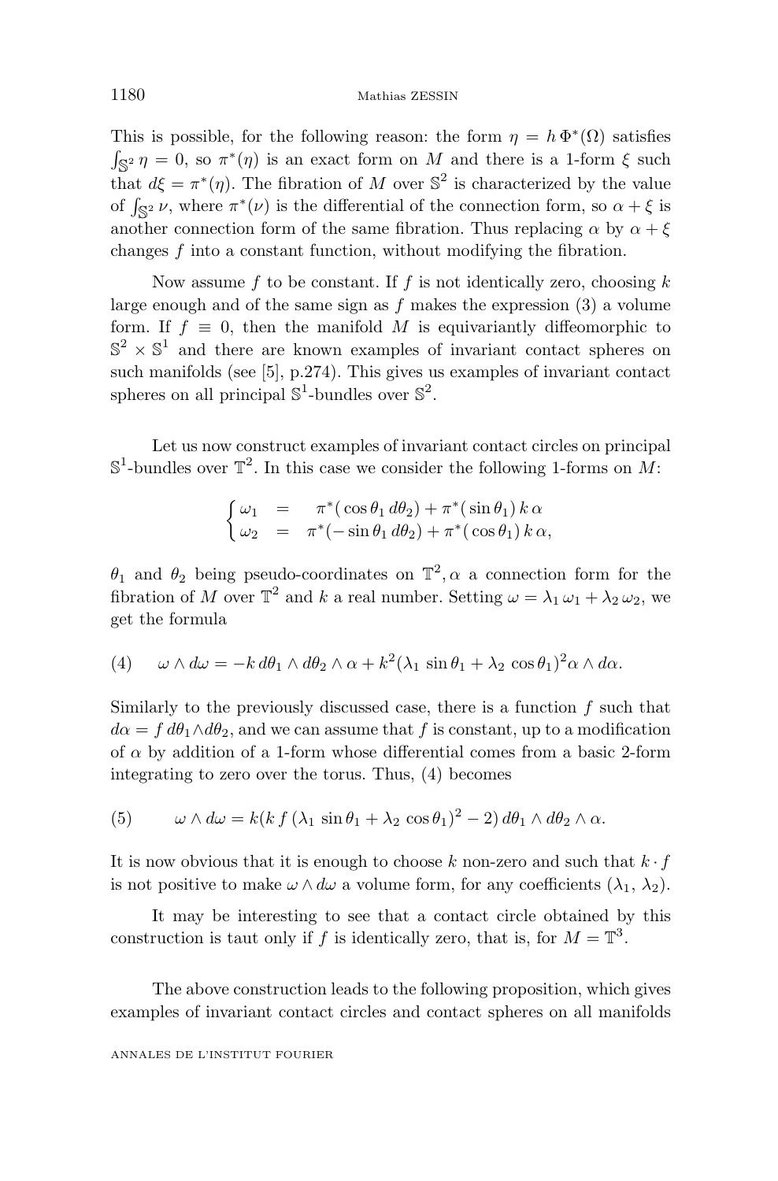This is possible, for the following reason: the form $\eta = h\,\Phi^*(\Omega)$ satisfies $\int_{\mathbb{S}^2} \eta = 0$, so $\pi^*(\eta)$ is an exact form on $M$ and there is a 1-form $\xi$ such that $d\xi = \pi^*(\eta)$. The fibration of $M$ over $\mathbb{S}^2$ is characterized by the value of $\int_{\mathbb{S}^2} \nu$, where $\pi^*(\nu)$ is the differential of the connection form, so $\alpha + \xi$ is another connection form of the same fibration. Thus replacing $\alpha$ by $\alpha + \xi$ changes $f$ into a constant function, without modifying the fibration.

Now assume $f$ to be constant. If $f$ is not identically zero, choosing $k$ large enough and of the same sign as $f$ makes the expression (3) a volume form. If $f \equiv 0$, then the manifold $M$ is equivariantly diffeomorphic to $\mathbb{S}^2 \times \mathbb{S}^1$ and there are known examples of invariant contact spheres on such manifolds (see [5], p.274). This gives us examples of invariant contact spheres on all principal $\mathbb{S}^1$-bundles over $\mathbb{S}^2$.

Let us now construct examples of invariant contact circles on principal $\mathbb{S}^1$-bundles over $\mathbb{T}^2$. In this case we consider the following 1-forms on $M$:

$$\begin{cases} \omega_1 \;=\; \pi^*(\cos\theta_1\, d\theta_2) + \pi^*(\sin\theta_1)\, k\,\alpha \\ \omega_2 \;=\; \pi^*(-\sin\theta_1\, d\theta_2) + \pi^*(\cos\theta_1)\, k\,\alpha, \end{cases}$$

$\theta_1$ and $\theta_2$ being pseudo-coordinates on $\mathbb{T}^2, \alpha$ a connection form for the fibration of $M$ over $\mathbb{T}^2$ and $k$ a real number. Setting $\omega = \lambda_1\,\omega_1 + \lambda_2\,\omega_2$, we get the formula

$$(4) \qquad \omega \wedge d\omega = -k\, d\theta_1 \wedge d\theta_2 \wedge \alpha + k^2(\lambda_1\,\sin\theta_1 + \lambda_2\,\cos\theta_1)^2 \alpha \wedge d\alpha.$$

Similarly to the previously discussed case, there is a function $f$ such that $d\alpha = f\, d\theta_1 \wedge d\theta_2$, and we can assume that $f$ is constant, up to a modification of $\alpha$ by addition of a 1-form whose differential comes from a basic 2-form integrating to zero over the torus. Thus, (4) becomes

$$(5) \qquad \omega \wedge d\omega = k(k\, f\,(\lambda_1\,\sin\theta_1 + \lambda_2\,\cos\theta_1)^2 - 2)\, d\theta_1 \wedge d\theta_2 \wedge \alpha.$$

It is now obvious that it is enough to choose $k$ non-zero and such that $k \cdot f$ is not positive to make $\omega \wedge d\omega$ a volume form, for any coefficients $(\lambda_1,\, \lambda_2)$.

It may be interesting to see that a contact circle obtained by this construction is taut only if $f$ is identically zero, that is, for $M = \mathbb{T}^3$.

The above construction leads to the following proposition, which gives examples of invariant contact circles and contact spheres on all manifolds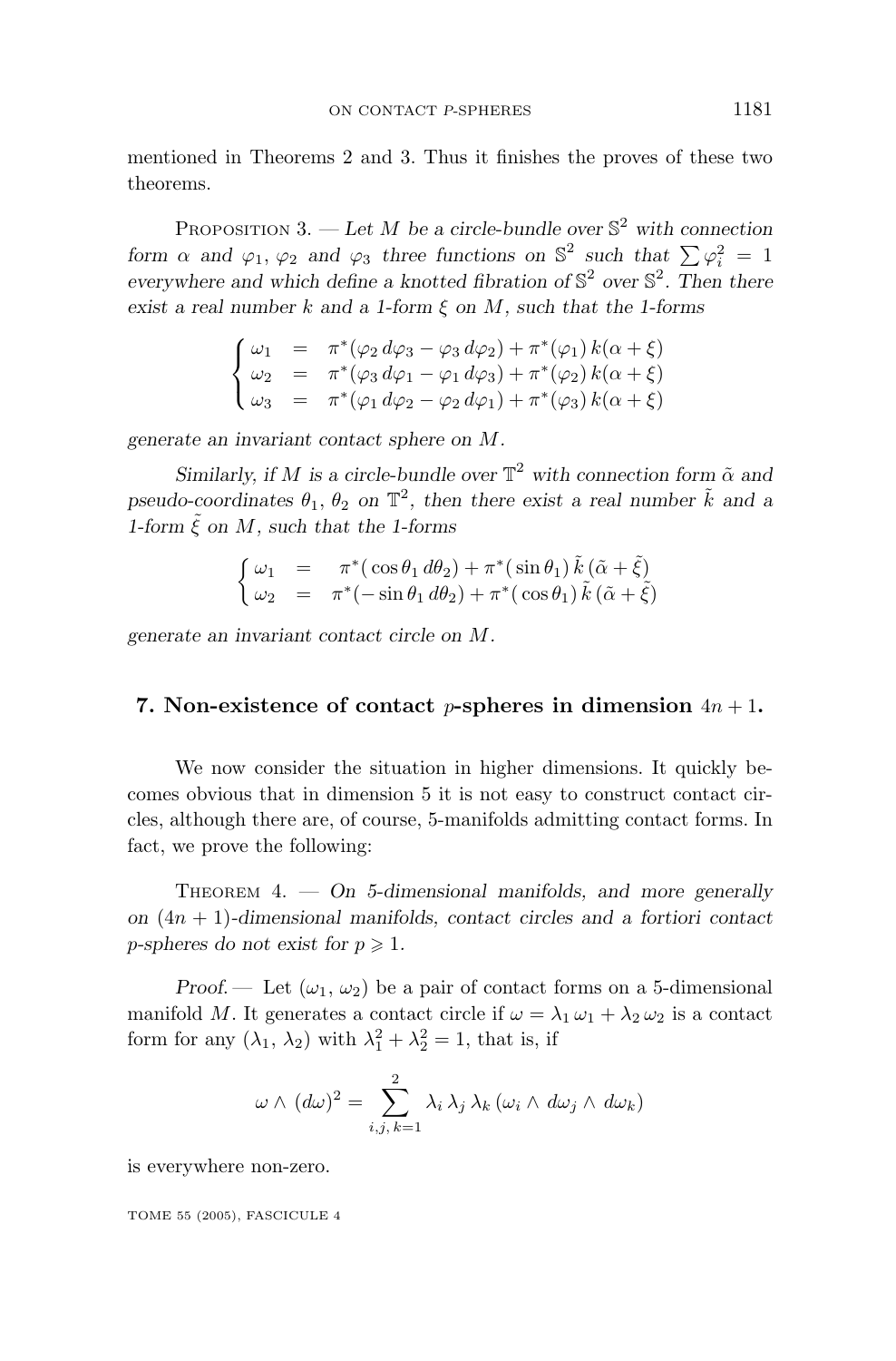mentioned in Theorems 2 and 3. Thus it finishes the proves of these two theorems.

Proposition 3. — *Let $M$ be a circle-bundle over $\mathbb{S}^2$ with connection form $\alpha$ and $\varphi_1$, $\varphi_2$ and $\varphi_3$ three functions on $\mathbb{S}^2$ such that $\sum \varphi_i^2 = 1$ everywhere and which define a knotted fibration of $\mathbb{S}^2$ over $\mathbb{S}^2$. Then there exist a real number $k$ and a 1-form $\xi$ on $M$, such that the 1-forms*

$$\begin{cases} \omega_1 &= \pi^*(\varphi_2\, d\varphi_3 - \varphi_3\, d\varphi_2) + \pi^*(\varphi_1)\, k(\alpha + \xi) \\ \omega_2 &= \pi^*(\varphi_3\, d\varphi_1 - \varphi_1\, d\varphi_3) + \pi^*(\varphi_2)\, k(\alpha + \xi) \\ \omega_3 &= \pi^*(\varphi_1\, d\varphi_2 - \varphi_2\, d\varphi_1) + \pi^*(\varphi_3)\, k(\alpha + \xi) \end{cases}$$

*generate an invariant contact sphere on $M$.*

*Similarly, if $M$ is a circle-bundle over $\mathbb{T}^2$ with connection form $\tilde{\alpha}$ and pseudo-coordinates $\theta_1$, $\theta_2$ on $\mathbb{T}^2$, then there exist a real number $\tilde{k}$ and a 1-form $\tilde{\xi}$ on $M$, such that the 1-forms*

$$\begin{cases} \omega_1 &= \pi^*(\cos\theta_1\, d\theta_2) + \pi^*(\sin\theta_1)\, \tilde{k}\, (\tilde{\alpha} + \tilde{\xi}) \\ \omega_2 &= \pi^*(-\sin\theta_1\, d\theta_2) + \pi^*(\cos\theta_1)\, \tilde{k}\, (\tilde{\alpha} + \tilde{\xi}) \end{cases}$$

*generate an invariant contact circle on $M$.*

## 7. Non-existence of contact $p$-spheres in dimension $4n+1$.

We now consider the situation in higher dimensions. It quickly becomes obvious that in dimension 5 it is not easy to construct contact circles, although there are, of course, 5-manifolds admitting contact forms. In fact, we prove the following:

Theorem 4. — *On 5-dimensional manifolds, and more generally on $(4n+1)$-dimensional manifolds, contact circles and a fortiori contact $p$-spheres do not exist for $p \geqslant 1$.*

*Proof.* — Let $(\omega_1, \omega_2)$ be a pair of contact forms on a 5-dimensional manifold $M$. It generates a contact circle if $\omega = \lambda_1\, \omega_1 + \lambda_2\, \omega_2$ is a contact form for any $(\lambda_1, \lambda_2)$ with $\lambda_1^2 + \lambda_2^2 = 1$, that is, if

$$\omega \wedge (d\omega)^2 = \sum_{i,j,k=1}^{2} \lambda_i\, \lambda_j\, \lambda_k\, (\omega_i \wedge d\omega_j \wedge d\omega_k)$$

is everywhere non-zero.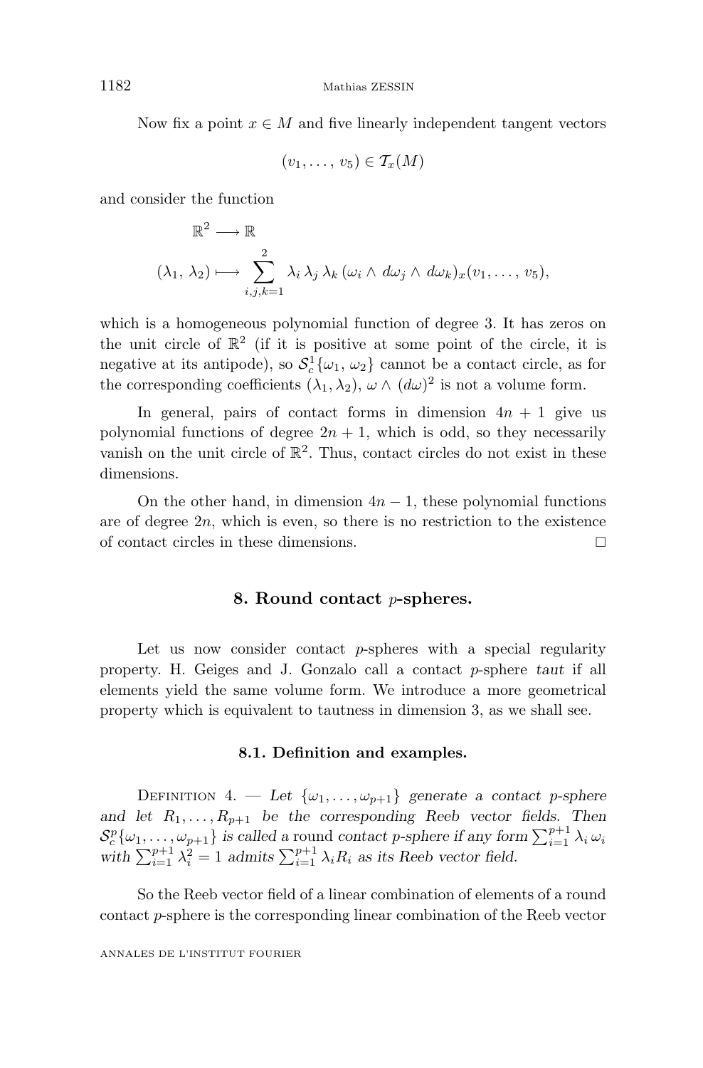Now fix a point $x \in M$ and five linearly independent tangent vectors

$$(v_1, \ldots, v_5) \in \mathcal{T}_x(M)$$

and consider the function

$$\mathbb{R}^2 \longrightarrow \mathbb{R}$$

$$(\lambda_1, \lambda_2) \longmapsto \sum_{i,j,k=1}^{2} \lambda_i \, \lambda_j \, \lambda_k \, (\omega_i \wedge d\omega_j \wedge d\omega_k)_x(v_1, \ldots, v_5),$$

which is a homogeneous polynomial function of degree 3. It has zeros on the unit circle of $\mathbb{R}^2$ (if it is positive at some point of the circle, it is negative at its antipode), so $\mathcal{S}_c^1\{\omega_1, \omega_2\}$ cannot be a contact circle, as for the corresponding coefficients $(\lambda_1, \lambda_2)$, $\omega \wedge (d\omega)^2$ is not a volume form.

In general, pairs of contact forms in dimension $4n + 1$ give us polynomial functions of degree $2n + 1$, which is odd, so they necessarily vanish on the unit circle of $\mathbb{R}^2$. Thus, contact circles do not exist in these dimensions.

On the other hand, in dimension $4n - 1$, these polynomial functions are of degree $2n$, which is even, so there is no restriction to the existence of contact circles in these dimensions. □

## 8. Round contact $p$-spheres.

Let us now consider contact $p$-spheres with a special regularity property. H. Geiges and J. Gonzalo call a contact $p$-sphere *taut* if all elements yield the same volume form. We introduce a more geometrical property which is equivalent to tautness in dimension 3, as we shall see.

### 8.1. Definition and examples.

Definition 4. — *Let $\{\omega_1, \ldots, \omega_{p+1}\}$ generate a contact $p$-sphere and let $R_1, \ldots, R_{p+1}$ be the corresponding Reeb vector fields. Then $\mathcal{S}_c^p\{\omega_1, \ldots, \omega_{p+1}\}$ is called a* round *contact $p$-sphere if any form $\sum_{i=1}^{p+1} \lambda_i \, \omega_i$ with $\sum_{i=1}^{p+1} \lambda_i^2 = 1$ admits $\sum_{i=1}^{p+1} \lambda_i R_i$ as its Reeb vector field.*

So the Reeb vector field of a linear combination of elements of a round contact $p$-sphere is the corresponding linear combination of the Reeb vector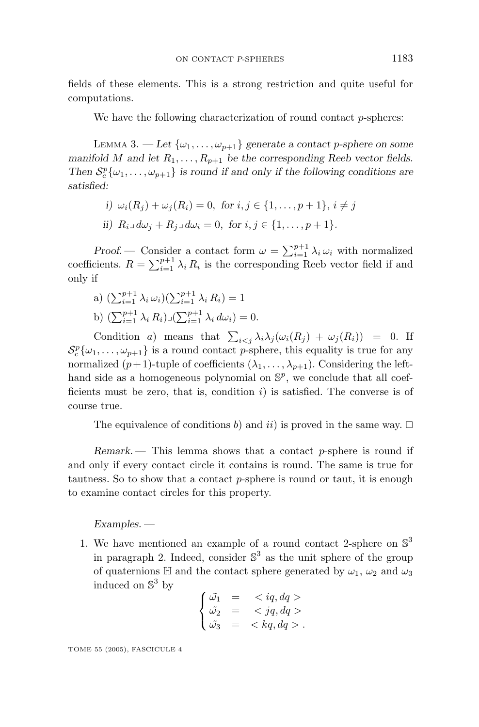fields of these elements. This is a strong restriction and quite useful for computations.

We have the following characterization of round contact $p$-spheres:

LEMMA 3. — *Let $\{\omega_1, \dots, \omega_{p+1}\}$ generate a contact $p$-sphere on some manifold $M$ and let $R_1, \dots, R_{p+1}$ be the corresponding Reeb vector fields. Then $\mathcal{S}_c^p\{\omega_1, \dots, \omega_{p+1}\}$ is round if and only if the following conditions are satisfied:*

*i)* $\omega_i(R_j) + \omega_j(R_i) = 0$, *for* $i, j \in \{1, \dots, p+1\}$, $i \neq j$

*ii)* $R_i \lrcorner d\omega_j + R_j \lrcorner d\omega_i = 0$, *for* $i, j \in \{1, \dots, p+1\}$.

*Proof.* — Consider a contact form $\omega = \sum_{i=1}^{p+1} \lambda_i \omega_i$ with normalized coefficients. $R = \sum_{i=1}^{p+1} \lambda_i R_i$ is the corresponding Reeb vector field if and only if

a) $(\sum_{i=1}^{p+1} \lambda_i \omega_i)(\sum_{i=1}^{p+1} \lambda_i R_i) = 1$

b) $(\sum_{i=1}^{p+1} \lambda_i R_i) \lrcorner (\sum_{i=1}^{p+1} \lambda_i d\omega_i) = 0$.

Condition *a*) means that $\sum_{i<j} \lambda_i \lambda_j (\omega_i(R_j) + \omega_j(R_i)) = 0$. If $\mathcal{S}_c^p\{\omega_1, \dots, \omega_{p+1}\}$ is a round contact $p$-sphere, this equality is true for any normalized $(p+1)$-tuple of coefficients $(\lambda_1, \dots, \lambda_{p+1})$. Considering the left-hand side as a homogeneous polynomial on $\mathbb{S}^p$, we conclude that all coefficients must be zero, that is, condition *i*) is satisfied. The converse is of course true.

The equivalence of conditions *b*) and *ii*) is proved in the same way. □

*Remark.* — This lemma shows that a contact $p$-sphere is round if and only if every contact circle it contains is round. The same is true for tautness. So to show that a contact $p$-sphere is round or taut, it is enough to examine contact circles for this property.

*Examples.* —

1. We have mentioned an example of a round contact 2-sphere on $\mathbb{S}^3$ in paragraph 2. Indeed, consider $\mathbb{S}^3$ as the unit sphere of the group of quaternions $\mathbb{H}$ and the contact sphere generated by $\omega_1$, $\omega_2$ and $\omega_3$ induced on $\mathbb{S}^3$ by

$$\begin{cases} \tilde{\omega_1} &= \; < iq, dq > \\ \tilde{\omega_2} &= \; < jq, dq > \\ \tilde{\omega_3} &= \; < kq, dq > . \end{cases}$$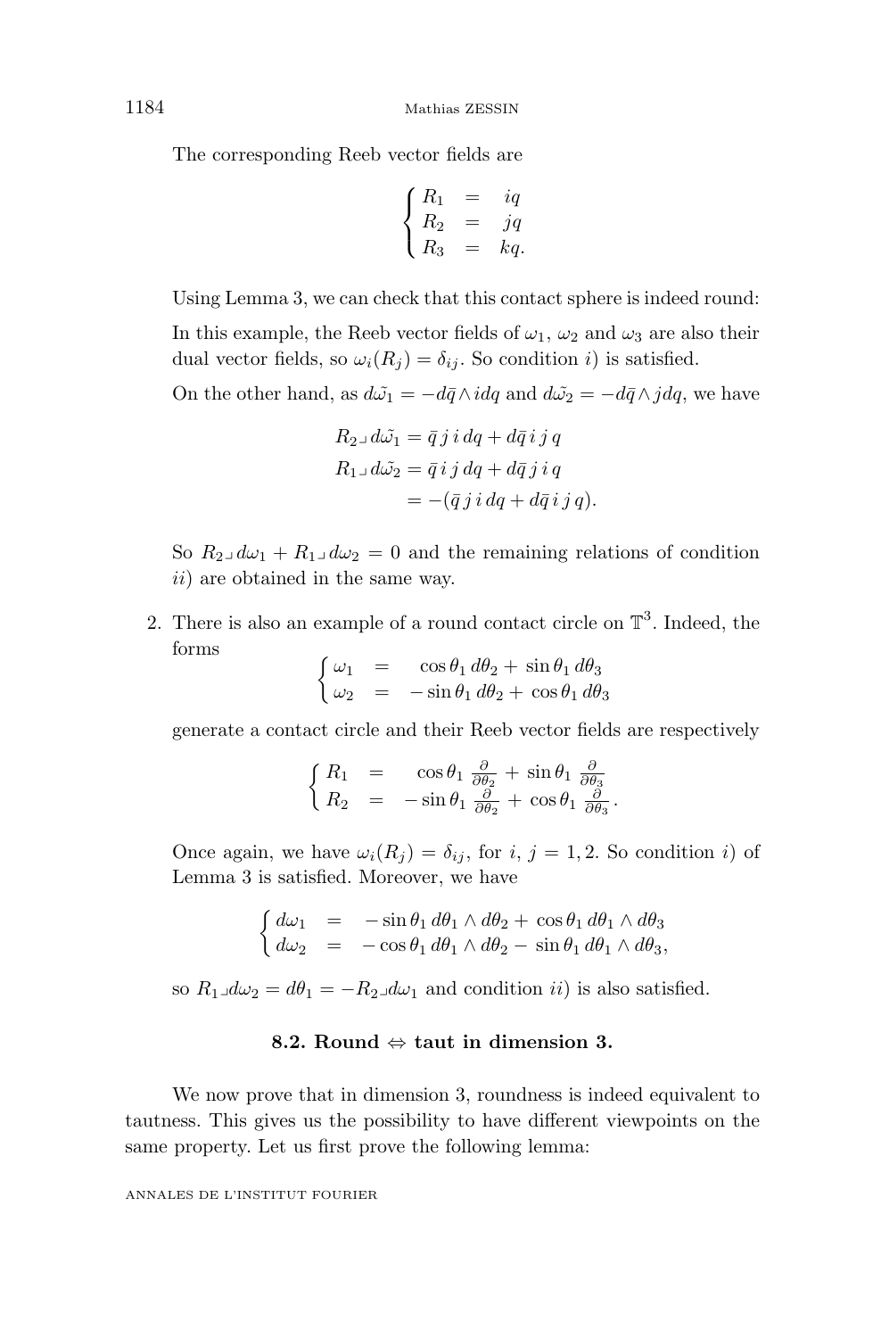The corresponding Reeb vector fields are

$$\begin{cases} R_1 &= & iq \\ R_2 &= & jq \\ R_3 &= & kq. \end{cases}$$

Using Lemma 3, we can check that this contact sphere is indeed round:

In this example, the Reeb vector fields of $\omega_1$, $\omega_2$ and $\omega_3$ are also their dual vector fields, so $\omega_i(R_j) = \delta_{ij}$. So condition $i$) is satisfied.

On the other hand, as $d\tilde{\omega_1} = -d\bar{q} \wedge i dq$ and $d\tilde{\omega_2} = -d\bar{q} \wedge j dq$, we have

$$\begin{aligned} R_2 \lrcorner\, d\tilde{\omega_1} &= \bar{q}\, j\, i\, dq + d\bar{q}\, i\, j\, q \\ R_1 \lrcorner\, d\tilde{\omega_2} &= \bar{q}\, i\, j\, dq + d\bar{q}\, j\, i\, q \\ &= -(\bar{q}\, j\, i\, dq + d\bar{q}\, i\, j\, q). \end{aligned}$$

So $R_2 \lrcorner\, d\omega_1 + R_1 \lrcorner\, d\omega_2 = 0$ and the remaining relations of condition $ii$) are obtained in the same way.

2. There is also an example of a round contact circle on $\mathbb{T}^3$. Indeed, the forms

$$\begin{cases} \omega_1 &= & \cos\theta_1\, d\theta_2 + \sin\theta_1\, d\theta_3 \\ \omega_2 &= & -\sin\theta_1\, d\theta_2 + \cos\theta_1\, d\theta_3 \end{cases}$$

generate a contact circle and their Reeb vector fields are respectively

$$\begin{cases} R_1 &= & \cos\theta_1\, \frac{\partial}{\partial\theta_2} + \sin\theta_1\, \frac{\partial}{\partial\theta_3} \\ R_2 &= & -\sin\theta_1\, \frac{\partial}{\partial\theta_2} + \cos\theta_1\, \frac{\partial}{\partial\theta_3}. \end{cases}$$

Once again, we have $\omega_i(R_j) = \delta_{ij}$, for $i, j = 1, 2$. So condition $i$) of Lemma 3 is satisfied. Moreover, we have

$$\begin{cases} d\omega_1 &= & -\sin\theta_1\, d\theta_1 \wedge d\theta_2 + \cos\theta_1\, d\theta_1 \wedge d\theta_3 \\ d\omega_2 &= & -\cos\theta_1\, d\theta_1 \wedge d\theta_2 - \sin\theta_1\, d\theta_1 \wedge d\theta_3, \end{cases}$$

so $R_1 \lrcorner d\omega_2 = d\theta_1 = -R_2 \lrcorner d\omega_1$ and condition $ii$) is also satisfied.

### 8.2. Round $\Leftrightarrow$ taut in dimension 3.

We now prove that in dimension 3, roundness is indeed equivalent to tautness. This gives us the possibility to have different viewpoints on the same property. Let us first prove the following lemma: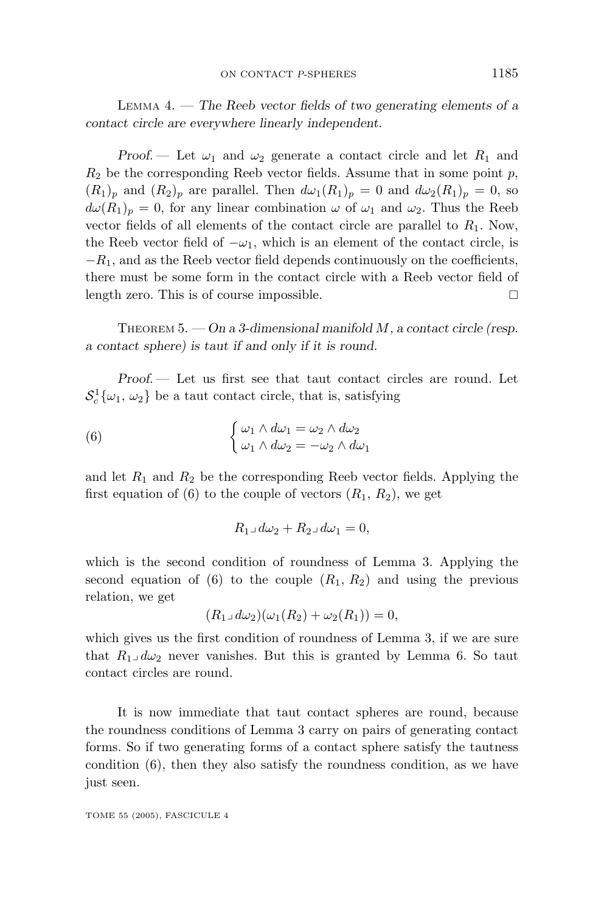Lemma 4. — *The Reeb vector fields of two generating elements of a contact circle are everywhere linearly independent.*

*Proof.* — Let $\omega_1$ and $\omega_2$ generate a contact circle and let $R_1$ and $R_2$ be the corresponding Reeb vector fields. Assume that in some point $p$, $(R_1)_p$ and $(R_2)_p$ are parallel. Then $d\omega_1(R_1)_p = 0$ and $d\omega_2(R_1)_p = 0$, so $d\omega(R_1)_p = 0$, for any linear combination $\omega$ of $\omega_1$ and $\omega_2$. Thus the Reeb vector fields of all elements of the contact circle are parallel to $R_1$. Now, the Reeb vector field of $-\omega_1$, which is an element of the contact circle, is $-R_1$, and as the Reeb vector field depends continuously on the coefficients, there must be some form in the contact circle with a Reeb vector field of length zero. This is of course impossible. $\square$

Theorem 5. — *On a 3-dimensional manifold $M$, a contact circle (resp. a contact sphere) is taut if and only if it is round.*

*Proof.* — Let us first see that taut contact circles are round. Let $\mathcal{S}^1_c\{\omega_1, \omega_2\}$ be a taut contact circle, that is, satisfying

$$
\begin{cases} \omega_1 \wedge d\omega_1 = \omega_2 \wedge d\omega_2 \\ \omega_1 \wedge d\omega_2 = -\omega_2 \wedge d\omega_1 \end{cases} \tag{6}
$$

and let $R_1$ and $R_2$ be the corresponding Reeb vector fields. Applying the first equation of (6) to the couple of vectors $(R_1, R_2)$, we get

$$
R_1 \lrcorner\, d\omega_2 + R_2 \lrcorner\, d\omega_1 = 0,
$$

which is the second condition of roundness of Lemma 3. Applying the second equation of (6) to the couple $(R_1, R_2)$ and using the previous relation, we get

$$
(R_1 \lrcorner\, d\omega_2)(\omega_1(R_2) + \omega_2(R_1)) = 0,
$$

which gives us the first condition of roundness of Lemma 3, if we are sure that $R_1 \lrcorner\, d\omega_2$ never vanishes. But this is granted by Lemma 6. So taut contact circles are round.

It is now immediate that taut contact spheres are round, because the roundness conditions of Lemma 3 carry on pairs of generating contact forms. So if two generating forms of a contact sphere satisfy the tautness condition (6), then they also satisfy the roundness condition, as we have just seen.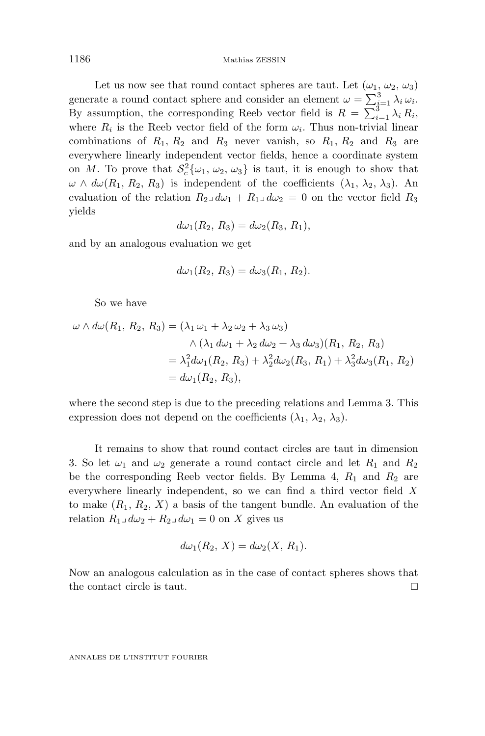Let us now see that round contact spheres are taut. Let $(\omega_1, \omega_2, \omega_3)$ generate a round contact sphere and consider an element $\omega = \sum_{i=1}^{3} \lambda_i \, \omega_i$. By assumption, the corresponding Reeb vector field is $R = \sum_{i=1}^{3} \lambda_i \, R_i$, where $R_i$ is the Reeb vector field of the form $\omega_i$. Thus non-trivial linear combinations of $R_1$, $R_2$ and $R_3$ never vanish, so $R_1$, $R_2$ and $R_3$ are everywhere linearly independent vector fields, hence a coordinate system on $M$. To prove that $\mathcal{S}^2_c\{\omega_1, \omega_2, \omega_3\}$ is taut, it is enough to show that $\omega \wedge d\omega(R_1, R_2, R_3)$ is independent of the coefficients $(\lambda_1, \lambda_2, \lambda_3)$. An evaluation of the relation $R_2 \lrcorner \, d\omega_1 + R_1 \lrcorner \, d\omega_2 = 0$ on the vector field $R_3$ yields

$$d\omega_1(R_2, R_3) = d\omega_2(R_3, R_1),$$

and by an analogous evaluation we get

$$d\omega_1(R_2, R_3) = d\omega_3(R_1, R_2).$$

So we have

$$\begin{aligned}
\omega \wedge d\omega(R_1, R_2, R_3) &= (\lambda_1 \, \omega_1 + \lambda_2 \, \omega_2 + \lambda_3 \, \omega_3) \\
&\qquad \wedge (\lambda_1 \, d\omega_1 + \lambda_2 \, d\omega_2 + \lambda_3 \, d\omega_3)(R_1, R_2, R_3) \\
&= \lambda_1^2 d\omega_1(R_2, R_3) + \lambda_2^2 d\omega_2(R_3, R_1) + \lambda_3^2 d\omega_3(R_1, R_2) \\
&= d\omega_1(R_2, R_3),
\end{aligned}$$

where the second step is due to the preceding relations and Lemma 3. This expression does not depend on the coefficients $(\lambda_1, \lambda_2, \lambda_3)$.

It remains to show that round contact circles are taut in dimension 3. So let $\omega_1$ and $\omega_2$ generate a round contact circle and let $R_1$ and $R_2$ be the corresponding Reeb vector fields. By Lemma 4, $R_1$ and $R_2$ are everywhere linearly independent, so we can find a third vector field $X$ to make $(R_1, R_2, X)$ a basis of the tangent bundle. An evaluation of the relation $R_1 \lrcorner \, d\omega_2 + R_2 \lrcorner \, d\omega_1 = 0$ on $X$ gives us

$$d\omega_1(R_2, X) = d\omega_2(X, R_1).$$

Now an analogous calculation as in the case of contact spheres shows that the contact circle is taut. □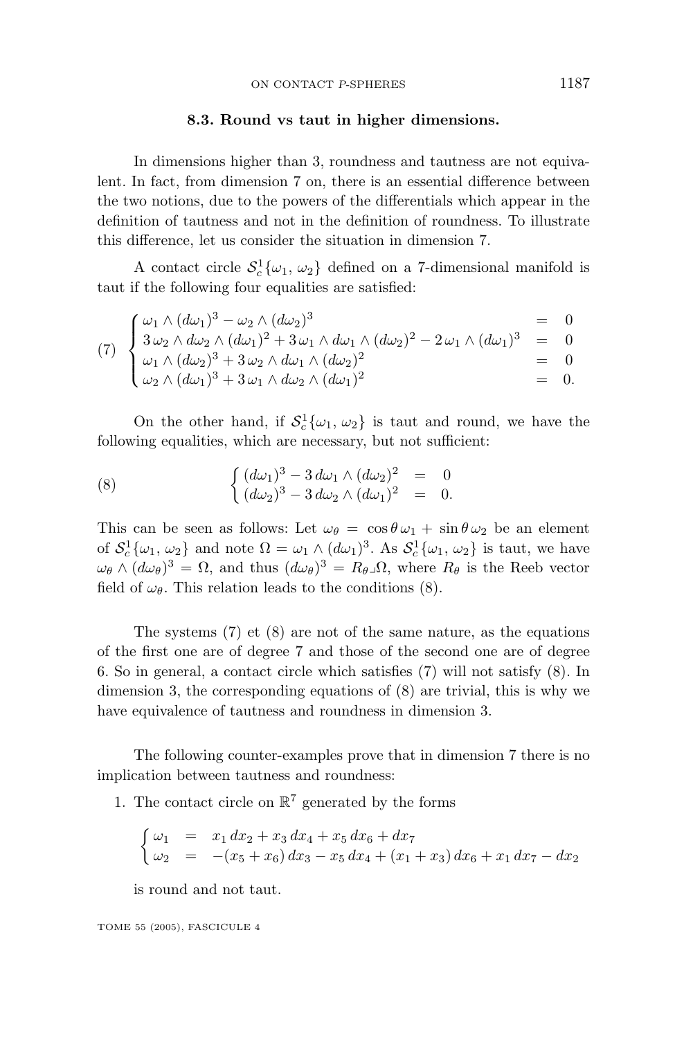### 8.3. Round vs taut in higher dimensions.

In dimensions higher than 3, roundness and tautness are not equivalent. In fact, from dimension 7 on, there is an essential difference between the two notions, due to the powers of the differentials which appear in the definition of tautness and not in the definition of roundness. To illustrate this difference, let us consider the situation in dimension 7.

A contact circle $\mathcal{S}^1_c\{\omega_1, \omega_2\}$ defined on a 7-dimensional manifold is taut if the following four equalities are satisfied:

$$
(7) \quad \begin{cases} \omega_1 \wedge (d\omega_1)^3 - \omega_2 \wedge (d\omega_2)^3 & = & 0 \\ 3\,\omega_2 \wedge d\omega_2 \wedge (d\omega_1)^2 + 3\,\omega_1 \wedge d\omega_1 \wedge (d\omega_2)^2 - 2\,\omega_1 \wedge (d\omega_1)^3 & = & 0 \\ \omega_1 \wedge (d\omega_2)^3 + 3\,\omega_2 \wedge d\omega_1 \wedge (d\omega_2)^2 & = & 0 \\ \omega_2 \wedge (d\omega_1)^3 + 3\,\omega_1 \wedge d\omega_2 \wedge (d\omega_1)^2 & = & 0. \end{cases}
$$

On the other hand, if $\mathcal{S}^1_c\{\omega_1, \omega_2\}$ is taut and round, we have the following equalities, which are necessary, but not sufficient:

$$
(8) \quad \begin{cases} (d\omega_1)^3 - 3\,d\omega_1 \wedge (d\omega_2)^2 & = & 0 \\ (d\omega_2)^3 - 3\,d\omega_2 \wedge (d\omega_1)^2 & = & 0. \end{cases}
$$

This can be seen as follows: Let $\omega_\theta = \cos\theta\,\omega_1 + \sin\theta\,\omega_2$ be an element of $\mathcal{S}^1_c\{\omega_1, \omega_2\}$ and note $\Omega = \omega_1 \wedge (d\omega_1)^3$. As $\mathcal{S}^1_c\{\omega_1, \omega_2\}$ is taut, we have $\omega_\theta \wedge (d\omega_\theta)^3 = \Omega$, and thus $(d\omega_\theta)^3 = R_\theta \lrcorner \Omega$, where $R_\theta$ is the Reeb vector field of $\omega_\theta$. This relation leads to the conditions (8).

The systems (7) et (8) are not of the same nature, as the equations of the first one are of degree 7 and those of the second one are of degree 6. So in general, a contact circle which satisfies (7) will not satisfy (8). In dimension 3, the corresponding equations of (8) are trivial, this is why we have equivalence of tautness and roundness in dimension 3.

The following counter-examples prove that in dimension 7 there is no implication between tautness and roundness:

1. The contact circle on $\mathbb{R}^7$ generated by the forms

$$
\begin{cases} \omega_1 & = & x_1\,dx_2 + x_3\,dx_4 + x_5\,dx_6 + dx_7 \\ \omega_2 & = & -(x_5 + x_6)\,dx_3 - x_5\,dx_4 + (x_1 + x_3)\,dx_6 + x_1\,dx_7 - dx_2 \end{cases}
$$

   is round and not taut.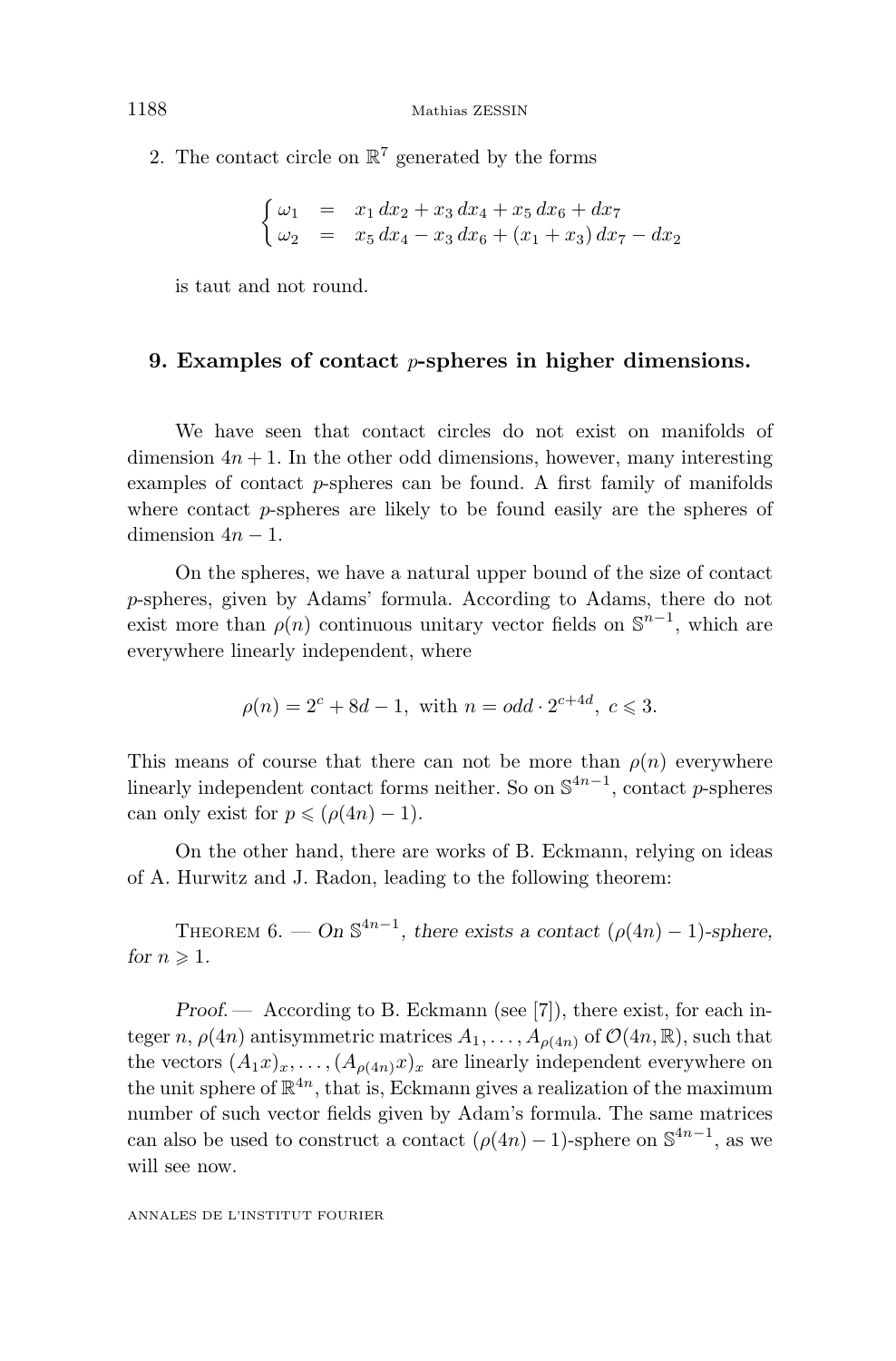2. The contact circle on $\mathbb{R}^7$ generated by the forms

$$\begin{cases} \omega_1 &= x_1\,dx_2 + x_3\,dx_4 + x_5\,dx_6 + dx_7 \\ \omega_2 &= x_5\,dx_4 - x_3\,dx_6 + (x_1 + x_3)\,dx_7 - dx_2 \end{cases}$$

is taut and not round.

## 9. Examples of contact $p$-spheres in higher dimensions.

We have seen that contact circles do not exist on manifolds of dimension $4n+1$. In the other odd dimensions, however, many interesting examples of contact $p$-spheres can be found. A first family of manifolds where contact $p$-spheres are likely to be found easily are the spheres of dimension $4n-1$.

On the spheres, we have a natural upper bound of the size of contact $p$-spheres, given by Adams' formula. According to Adams, there do not exist more than $\rho(n)$ continuous unitary vector fields on $\mathbb{S}^{n-1}$, which are everywhere linearly independent, where

$$\rho(n) = 2^c + 8d - 1, \text{ with } n = odd \cdot 2^{c+4d},\ c \leqslant 3.$$

This means of course that there can not be more than $\rho(n)$ everywhere linearly independent contact forms neither. So on $\mathbb{S}^{4n-1}$, contact $p$-spheres can only exist for $p \leqslant (\rho(4n) - 1)$.

On the other hand, there are works of B. Eckmann, relying on ideas of A. Hurwitz and J. Radon, leading to the following theorem:

Theorem 6. — *On $\mathbb{S}^{4n-1}$, there exists a contact $(\rho(4n) - 1)$-sphere, for $n \geqslant 1$.*

*Proof.* — According to B. Eckmann (see [7]), there exist, for each integer $n$, $\rho(4n)$ antisymmetric matrices $A_1, \ldots, A_{\rho(4n)}$ of $\mathcal{O}(4n, \mathbb{R})$, such that the vectors $(A_1 x)_x, \ldots, (A_{\rho(4n)} x)_x$ are linearly independent everywhere on the unit sphere of $\mathbb{R}^{4n}$, that is, Eckmann gives a realization of the maximum number of such vector fields given by Adam's formula. The same matrices can also be used to construct a contact $(\rho(4n) - 1)$-sphere on $\mathbb{S}^{4n-1}$, as we will see now.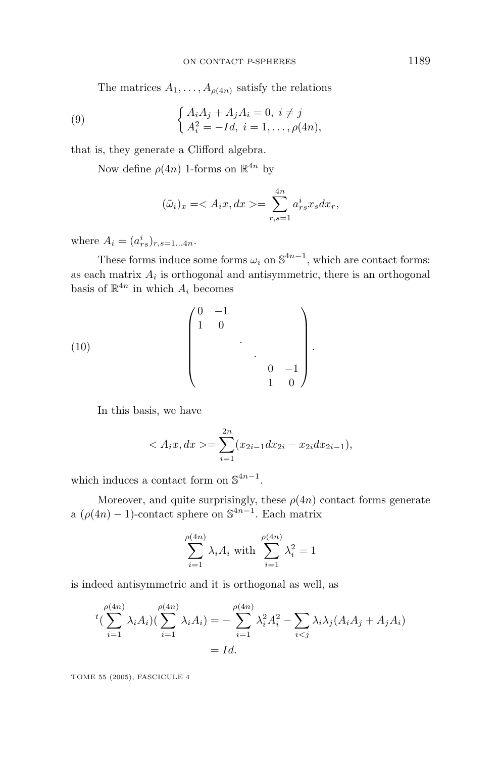The matrices $A_1, \ldots, A_{\rho(4n)}$ satisfy the relations

$$\begin{cases} A_iA_j + A_jA_i = 0, \ i \neq j \\ A_i^2 = -Id, \ i = 1, \ldots, \rho(4n), \end{cases} \tag{9}$$

that is, they generate a Clifford algebra.

Now define $\rho(4n)$ 1-forms on $\mathbb{R}^{4n}$ by

$$(\tilde{\omega}_i)_x = < A_i x, dx > = \sum_{r,s=1}^{4n} a^i_{rs} x_s dx_r,$$

where $A_i = (a^i_{rs})_{r,s=1\ldots 4n}$.

These forms induce some forms $\omega_i$ on $\mathbb{S}^{4n-1}$, which are contact forms: as each matrix $A_i$ is orthogonal and antisymmetric, there is an orthogonal basis of $\mathbb{R}^{4n}$ in which $A_i$ becomes

$$\begin{pmatrix} 0 & -1 & & & & \\ 1 & 0 & & & & \\ & & \cdot & & & \\ & & & \cdot & & \\ & & & & 0 & -1 \\ & & & & 1 & 0 \end{pmatrix}. \tag{10}$$

In this basis, we have

$$< A_i x, dx > = \sum_{i=1}^{2n} (x_{2i-1} dx_{2i} - x_{2i} dx_{2i-1}),$$

which induces a contact form on $\mathbb{S}^{4n-1}$.

Moreover, and quite surprisingly, these $\rho(4n)$ contact forms generate a $(\rho(4n) - 1)$-contact sphere on $\mathbb{S}^{4n-1}$. Each matrix

$$\sum_{i=1}^{\rho(4n)} \lambda_i A_i \text{ with } \sum_{i=1}^{\rho(4n)} \lambda_i^2 = 1$$

is indeed antisymmetric and it is orthogonal as well, as

$$\begin{aligned} {}^t(\sum_{i=1}^{\rho(4n)} \lambda_i A_i)(\sum_{i=1}^{\rho(4n)} \lambda_i A_i) &= -\sum_{i=1}^{\rho(4n)} \lambda_i^2 A_i^2 - \sum_{i<j} \lambda_i \lambda_j (A_iA_j + A_jA_i) \\ &= Id. \end{aligned}$$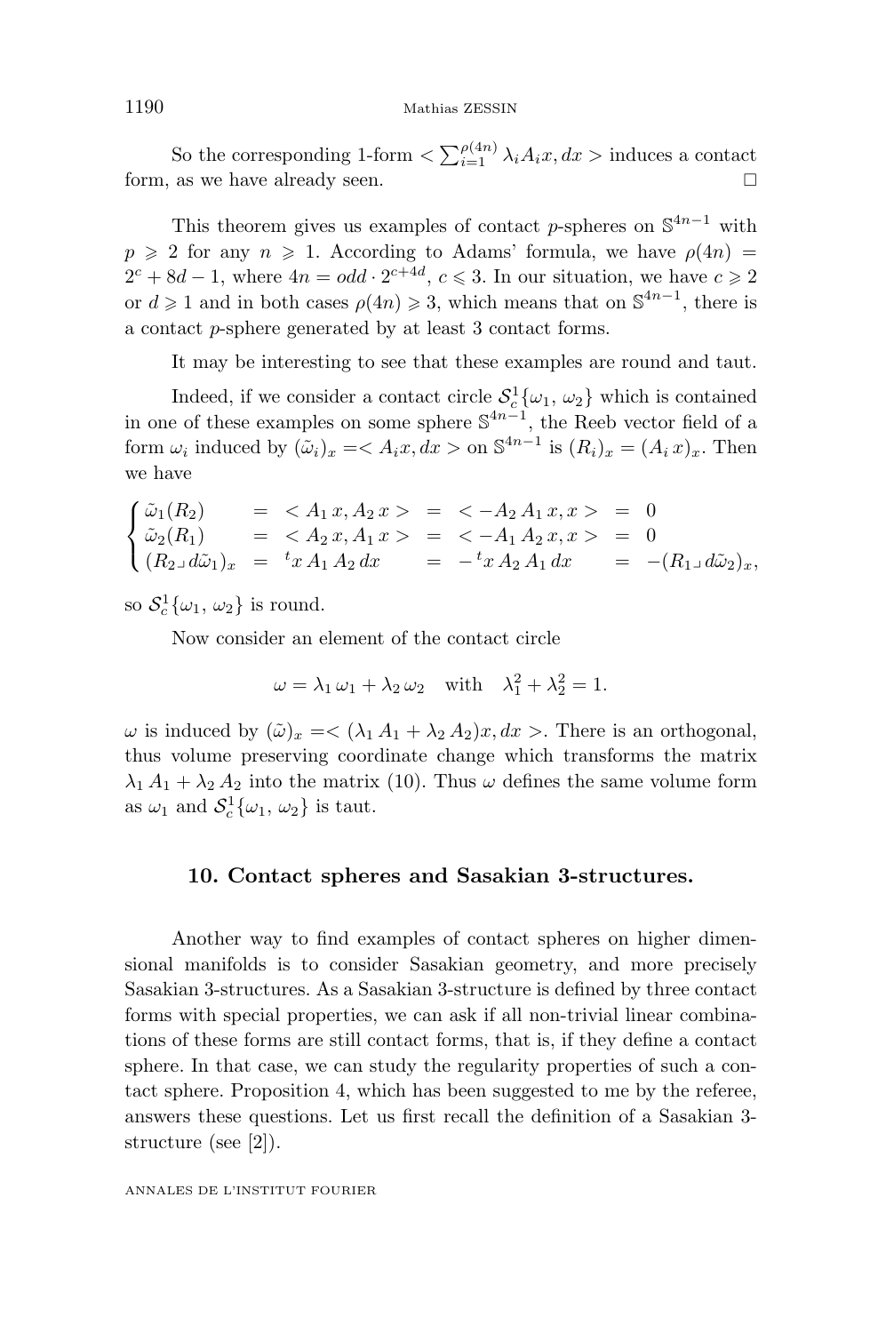So the corresponding 1-form $< \sum_{i=1}^{\rho(4n)} \lambda_i A_i x, dx >$ induces a contact form, as we have already seen. $\square$

This theorem gives us examples of contact $p$-spheres on $\mathbb{S}^{4n-1}$ with $p \geqslant 2$ for any $n \geqslant 1$. According to Adams' formula, we have $\rho(4n) = 2^c + 8d - 1$, where $4n = odd \cdot 2^{c+4d}$, $c \leqslant 3$. In our situation, we have $c \geqslant 2$ or $d \geqslant 1$ and in both cases $\rho(4n) \geqslant 3$, which means that on $\mathbb{S}^{4n-1}$, there is a contact $p$-sphere generated by at least 3 contact forms.

It may be interesting to see that these examples are round and taut.

Indeed, if we consider a contact circle $\mathcal{S}^1_c\{\omega_1, \omega_2\}$ which is contained in one of these examples on some sphere $\mathbb{S}^{4n-1}$, the Reeb vector field of a form $\omega_i$ induced by $(\tilde{\omega}_i)_x =< A_i x, dx >$ on $\mathbb{S}^{4n-1}$ is $(R_i)_x = (A_i\, x)_x$. Then we have

$$\begin{cases} \tilde{\omega}_1(R_2) & = \; < A_1\, x, A_2\, x > \; = \; < -A_2\, A_1\, x, x > \; = \; 0 \\ \tilde{\omega}_2(R_1) & = \; < A_2\, x, A_1\, x > \; = \; < -A_1\, A_2\, x, x > \; = \; 0 \\ (R_2 \lrcorner\, d\tilde{\omega}_1)_x & = \; {}^t x\, A_1\, A_2\, dx \; = \; -\, {}^t x\, A_2\, A_1\, dx \; = \; -(R_1 \lrcorner\, d\tilde{\omega}_2)_x, \end{cases}$$

so $\mathcal{S}^1_c\{\omega_1, \omega_2\}$ is round.

Now consider an element of the contact circle

$$\omega = \lambda_1\, \omega_1 + \lambda_2\, \omega_2 \quad \text{with} \quad \lambda_1^2 + \lambda_2^2 = 1.$$

$\omega$ is induced by $(\tilde{\omega})_x =< (\lambda_1\, A_1 + \lambda_2\, A_2) x, dx >$. There is an orthogonal, thus volume preserving coordinate change which transforms the matrix $\lambda_1\, A_1 + \lambda_2\, A_2$ into the matrix (10). Thus $\omega$ defines the same volume form as $\omega_1$ and $\mathcal{S}^1_c\{\omega_1, \omega_2\}$ is taut.

## 10. Contact spheres and Sasakian 3-structures.

Another way to find examples of contact spheres on higher dimensional manifolds is to consider Sasakian geometry, and more precisely Sasakian 3-structures. As a Sasakian 3-structure is defined by three contact forms with special properties, we can ask if all non-trivial linear combinations of these forms are still contact forms, that is, if they define a contact sphere. In that case, we can study the regularity properties of such a contact sphere. Proposition 4, which has been suggested to me by the referee, answers these questions. Let us first recall the definition of a Sasakian 3-structure (see [2]).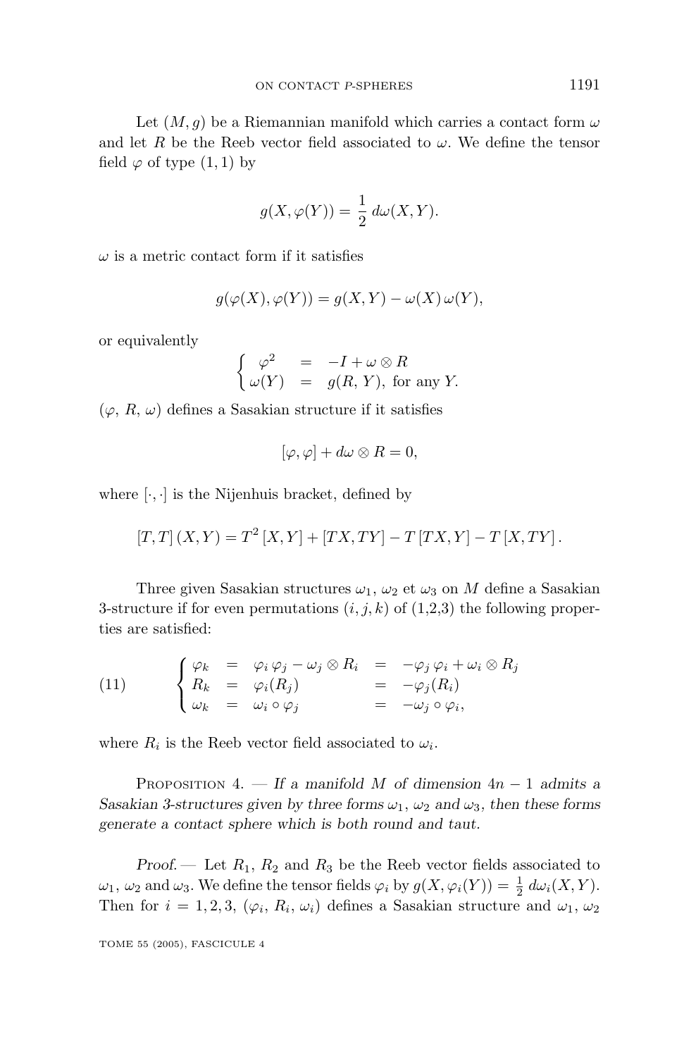Let $(M, g)$ be a Riemannian manifold which carries a contact form $\omega$ and let $R$ be the Reeb vector field associated to $\omega$. We define the tensor field $\varphi$ of type $(1,1)$ by

$$g(X, \varphi(Y)) = \frac{1}{2}\, d\omega(X, Y).$$

$\omega$ is a metric contact form if it satisfies

$$g(\varphi(X), \varphi(Y)) = g(X, Y) - \omega(X)\,\omega(Y),$$

or equivalently

$$\begin{cases} \varphi^2 &=& -I + \omega \otimes R \\ \omega(Y) &=& g(R, Y), \text{ for any } Y. \end{cases}$$

$(\varphi,\, R,\, \omega)$ defines a Sasakian structure if it satisfies

$$[\varphi, \varphi] + d\omega \otimes R = 0,$$

where $[\cdot, \cdot]$ is the Nijenhuis bracket, defined by

$$[T, T]\,(X, Y) = T^2\,[X, Y] + [TX, TY] - T\,[TX, Y] - T\,[X, TY]\,.$$

Three given Sasakian structures $\omega_1$, $\omega_2$ et $\omega_3$ on $M$ define a Sasakian 3-structure if for even permutations $(i, j, k)$ of (1,2,3) the following properties are satisfied:

$$\begin{cases} \varphi_k &=& \varphi_i\,\varphi_j - \omega_j \otimes R_i &=& -\varphi_j\,\varphi_i + \omega_i \otimes R_j \\ R_k &=& \varphi_i(R_j) &=& -\varphi_j(R_i) \\ \omega_k &=& \omega_i \circ \varphi_j &=& -\omega_j \circ \varphi_i, \end{cases} \tag{11}$$

where $R_i$ is the Reeb vector field associated to $\omega_i$.

Proposition 4. — *If a manifold $M$ of dimension $4n - 1$ admits a Sasakian 3-structures given by three forms $\omega_1$, $\omega_2$ and $\omega_3$, then these forms generate a contact sphere which is both round and taut.*

*Proof.* — Let $R_1$, $R_2$ and $R_3$ be the Reeb vector fields associated to $\omega_1$, $\omega_2$ and $\omega_3$. We define the tensor fields $\varphi_i$ by $g(X, \varphi_i(Y)) = \frac{1}{2}\, d\omega_i(X, Y)$. Then for $i = 1, 2, 3$, $(\varphi_i,\, R_i,\, \omega_i)$ defines a Sasakian structure and $\omega_1$, $\omega_2$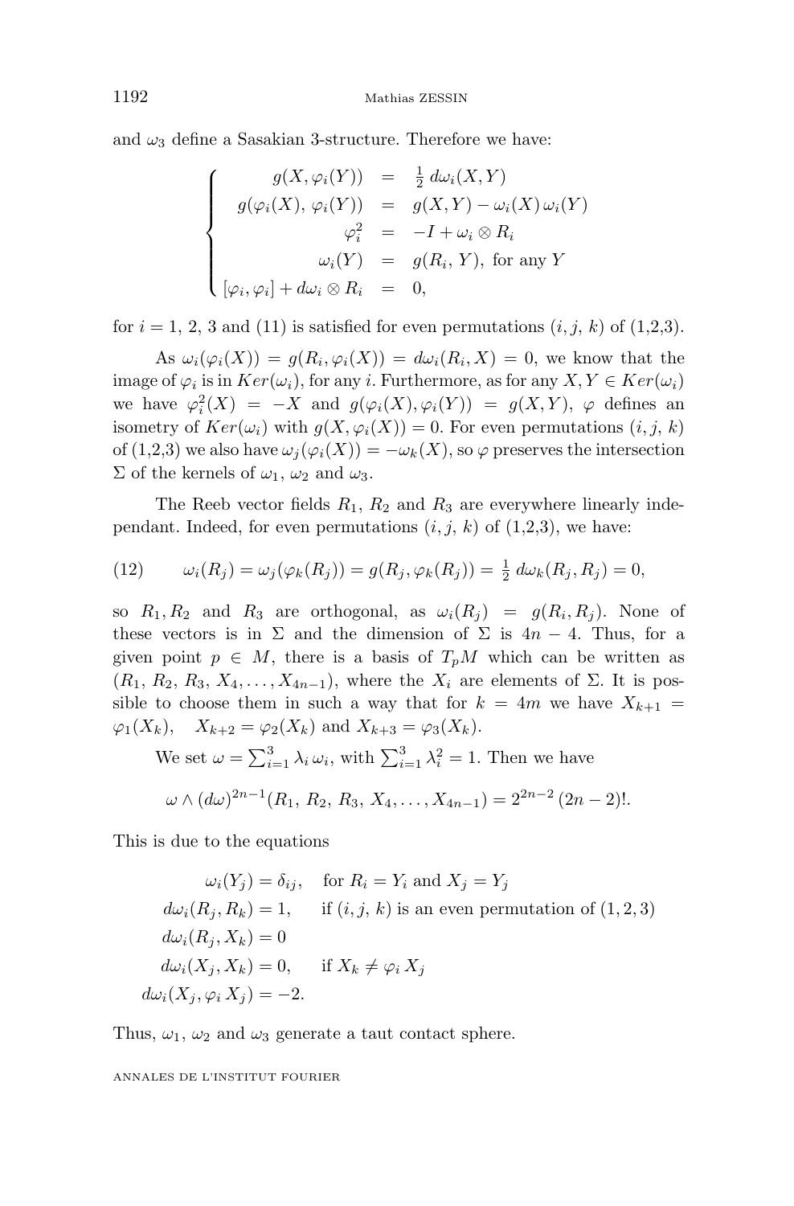and $\omega_3$ define a Sasakian 3-structure. Therefore we have:

$$\left\{\begin{array}{rcl} g(X,\varphi_i(Y)) & = & \frac{1}{2}\,d\omega_i(X,Y) \\ g(\varphi_i(X),\,\varphi_i(Y)) & = & g(X,Y)-\omega_i(X)\,\omega_i(Y) \\ \varphi_i^2 & = & -I+\omega_i\otimes R_i \\ \omega_i(Y) & = & g(R_i,\,Y),\text{ for any } Y \\ {[\varphi_i,\varphi_i]}+d\omega_i\otimes R_i & = & 0, \end{array}\right.$$

for $i = 1,\,2,\,3$ and (11) is satisfied for even permutations $(i, j,\, k)$ of (1,2,3).

As $\omega_i(\varphi_i(X)) = g(R_i, \varphi_i(X)) = d\omega_i(R_i, X) = 0$, we know that the image of $\varphi_i$ is in $Ker(\omega_i)$, for any $i$. Furthermore, as for any $X, Y \in Ker(\omega_i)$ we have $\varphi_i^2(X) = -X$ and $g(\varphi_i(X), \varphi_i(Y)) = g(X, Y)$, $\varphi$ defines an isometry of $Ker(\omega_i)$ with $g(X, \varphi_i(X)) = 0$. For even permutations $(i, j,\, k)$ of (1,2,3) we also have $\omega_j(\varphi_i(X)) = -\omega_k(X)$, so $\varphi$ preserves the intersection $\Sigma$ of the kernels of $\omega_1$, $\omega_2$ and $\omega_3$.

The Reeb vector fields $R_1$, $R_2$ and $R_3$ are everywhere linearly independant. Indeed, for even permutations $(i, j,\, k)$ of (1,2,3), we have:

$$\omega_i(R_j) = \omega_j(\varphi_k(R_j)) = g(R_j, \varphi_k(R_j)) = \tfrac{1}{2}\, d\omega_k(R_j, R_j) = 0, \tag{12}$$

so $R_1, R_2$ and $R_3$ are orthogonal, as $\omega_i(R_j) = g(R_i, R_j)$. None of these vectors is in $\Sigma$ and the dimension of $\Sigma$ is $4n-4$. Thus, for a given point $p \in M$, there is a basis of $T_pM$ which can be written as $(R_1,\, R_2,\, R_3,\, X_4, \ldots, X_{4n-1})$, where the $X_i$ are elements of $\Sigma$. It is possible to choose them in such a way that for $k = 4m$ we have $X_{k+1} = \varphi_1(X_k)$, $\quad X_{k+2} = \varphi_2(X_k)$ and $X_{k+3} = \varphi_3(X_k)$.

We set $\omega = \sum_{i=1}^3 \lambda_i\, \omega_i$, with $\sum_{i=1}^3 \lambda_i^2 = 1$. Then we have

$$\omega \wedge (d\omega)^{2n-1}(R_1,\, R_2,\, R_3,\, X_4, \ldots, X_{4n-1}) = 2^{2n-2}\,(2n-2)!.$$

This is due to the equations

$$\begin{aligned} \omega_i(Y_j) &= \delta_{ij}, \quad \text{for } R_i = Y_i \text{ and } X_j = Y_j \\ d\omega_i(R_j, R_k) &= 1, \quad\ \ \text{if } (i, j,\, k) \text{ is an even permutation of } (1, 2, 3) \\ d\omega_i(R_j, X_k) &= 0 \\ d\omega_i(X_j, X_k) &= 0, \quad\ \ \text{if } X_k \neq \varphi_i\, X_j \\ d\omega_i(X_j, \varphi_i\, X_j) &= -2. \end{aligned}$$

Thus, $\omega_1$, $\omega_2$ and $\omega_3$ generate a taut contact sphere.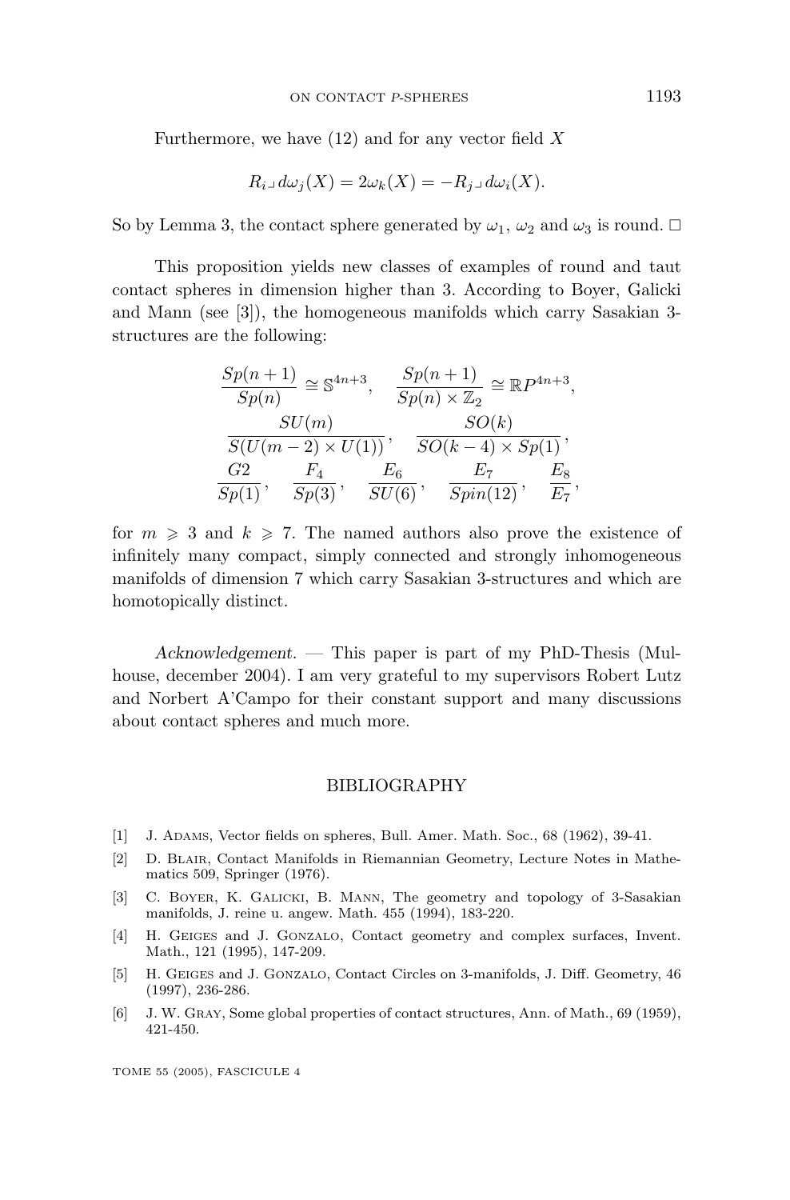Furthermore, we have (12) and for any vector field $X$

$$R_i \lrcorner d\omega_j(X) = 2\omega_k(X) = -R_j \lrcorner d\omega_i(X).$$

So by Lemma 3, the contact sphere generated by $\omega_1$, $\omega_2$ and $\omega_3$ is round. $\square$

This proposition yields new classes of examples of round and taut contact spheres in dimension higher than 3. According to Boyer, Galicki and Mann (see [3]), the homogeneous manifolds which carry Sasakian 3-structures are the following:

$$\frac{Sp(n+1)}{Sp(n)} \cong \mathbb{S}^{4n+3}, \quad \frac{Sp(n+1)}{Sp(n)\times \mathbb{Z}_2} \cong \mathbb{R}P^{4n+3},$$
$$\frac{SU(m)}{S(U(m-2)\times U(1))}, \quad \frac{SO(k)}{SO(k-4)\times Sp(1)},$$
$$\frac{G2}{Sp(1)}, \quad \frac{F_4}{Sp(3)}, \quad \frac{E_6}{SU(6)}, \quad \frac{E_7}{Spin(12)}, \quad \frac{E_8}{E_7},$$

for $m \geqslant 3$ and $k \geqslant 7$. The named authors also prove the existence of infinitely many compact, simply connected and strongly inhomogeneous manifolds of dimension 7 which carry Sasakian 3-structures and which are homotopically distinct.

*Acknowledgement.* — This paper is part of my PhD-Thesis (Mulhouse, december 2004). I am very grateful to my supervisors Robert Lutz and Norbert A'Campo for their constant support and many discussions about contact spheres and much more.

## BIBLIOGRAPHY

[1] J. Adams, Vector fields on spheres, Bull. Amer. Math. Soc., 68 (1962), 39-41.

[2] D. Blair, Contact Manifolds in Riemannian Geometry, Lecture Notes in Mathematics 509, Springer (1976).

[3] C. Boyer, K. Galicki, B. Mann, The geometry and topology of 3-Sasakian manifolds, J. reine u. angew. Math. 455 (1994), 183-220.

[4] H. Geiges and J. Gonzalo, Contact geometry and complex surfaces, Invent. Math., 121 (1995), 147-209.

[5] H. Geiges and J. Gonzalo, Contact Circles on 3-manifolds, J. Diff. Geometry, 46 (1997), 236-286.

[6] J. W. Gray, Some global properties of contact structures, Ann. of Math., 69 (1959), 421-450.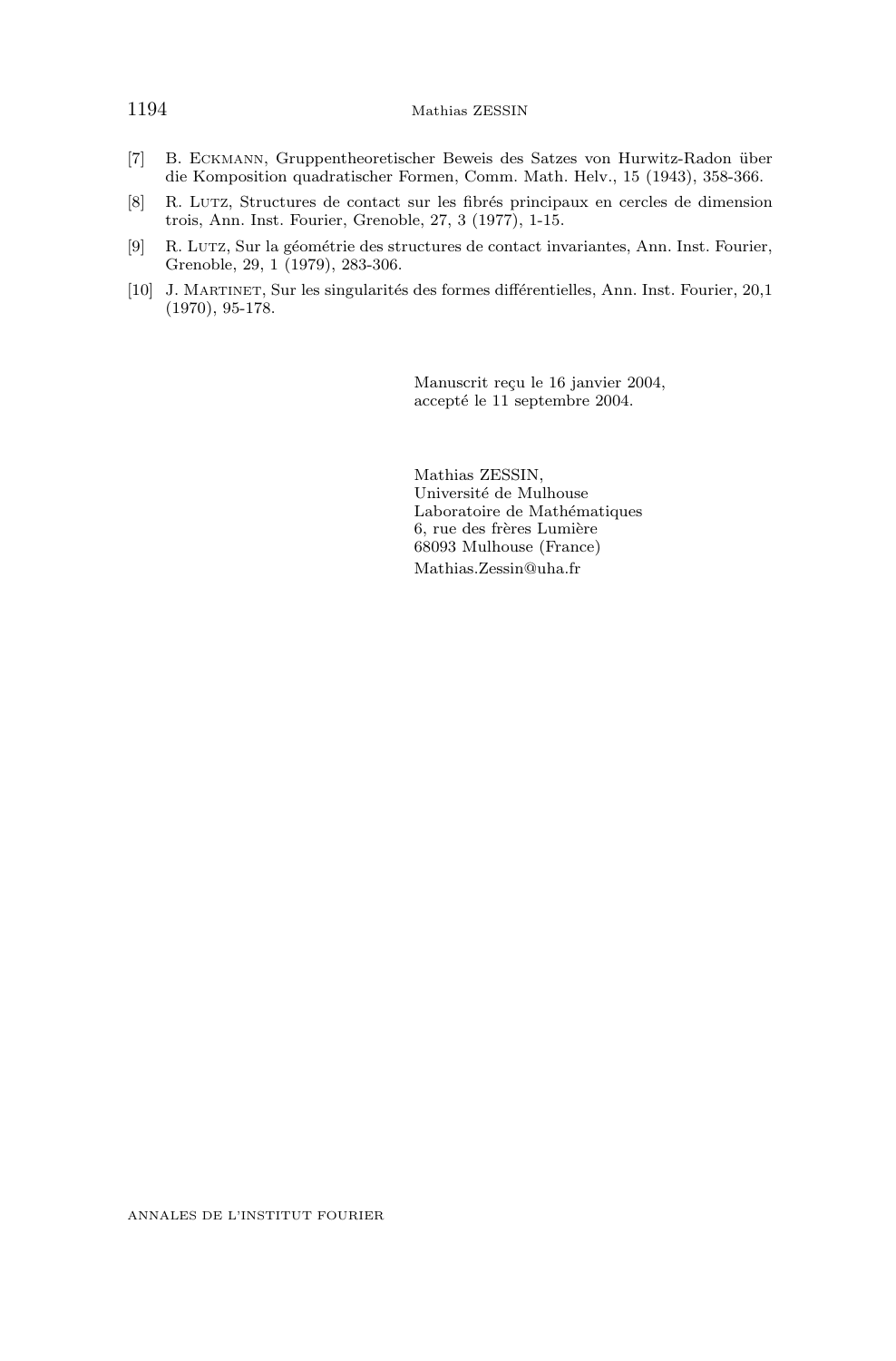[7] B. Eckmann, Gruppentheoretischer Beweis des Satzes von Hurwitz-Radon über die Komposition quadratischer Formen, Comm. Math. Helv., 15 (1943), 358-366.

[8] R. Lutz, Structures de contact sur les fibrés principaux en cercles de dimension trois, Ann. Inst. Fourier, Grenoble, 27, 3 (1977), 1-15.

[9] R. Lutz, Sur la géométrie des structures de contact invariantes, Ann. Inst. Fourier, Grenoble, 29, 1 (1979), 283-306.

[10] J. Martinet, Sur les singularités des formes différentielles, Ann. Inst. Fourier, 20,1 (1970), 95-178.

Manuscrit reçu le 16 janvier 2004,
accepté le 11 septembre 2004.

Mathias ZESSIN,
Université de Mulhouse
Laboratoire de Mathématiques
6, rue des frères Lumière
68093 Mulhouse (France)
Mathias.Zessin@uha.fr